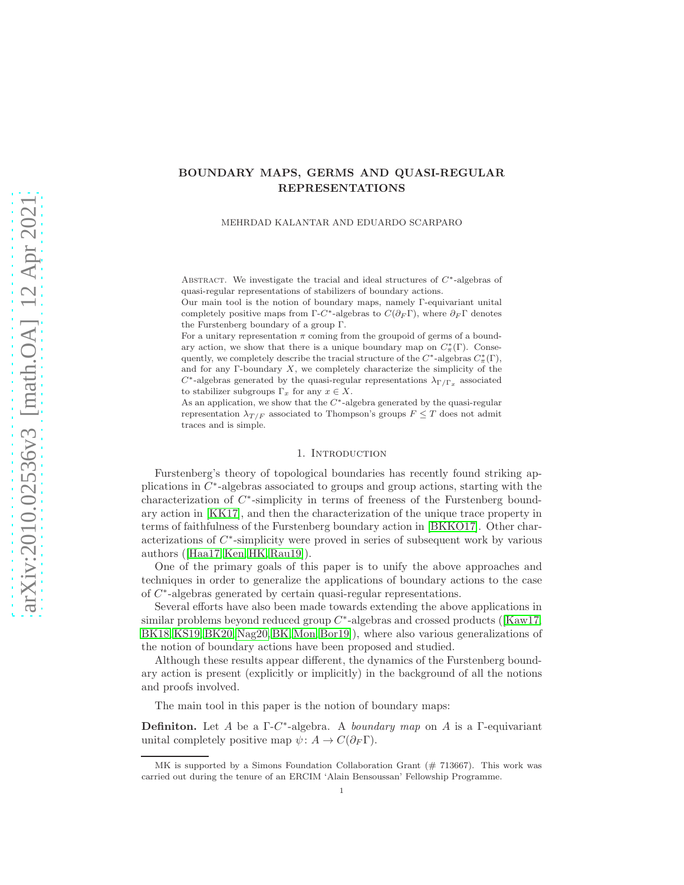# BOUNDARY MAPS, GERMS AND QUASI-REGULAR REPRESENTATIONS

MEHRDAD KALANTAR AND EDUARDO SCARPARO

Abstract. We investigate the tracial and ideal structures of $C^*$-algebras of quasi-regular representations of stabilizers of boundary actions.

Our main tool is the notion of boundary maps, namely $\Gamma$-equivariant unital completely positive maps from $\Gamma$-$C^*$-algebras to $C(\partial_F\Gamma)$, where $\partial_F\Gamma$ denotes the Furstenberg boundary of a group $\Gamma$.

For a unitary representation $\pi$ coming from the groupoid of germs of a boundary action, we show that there is a unique boundary map on $C^*_\pi(\Gamma)$. Consequently, we completely describe the tracial structure of the $C^*$-algebras $C^*_\pi(\Gamma)$, and for any $\Gamma$-boundary $X$, we completely characterize the simplicity of the $C^*$-algebras generated by the quasi-regular representations $\lambda_{\Gamma/\Gamma_x}$ associated to stabilizer subgroups $\Gamma_x$ for any $x \in X$.

As an application, we show that the $C^*$-algebra generated by the quasi-regular representation $\lambda_{T/F}$ associated to Thompson's groups $F \leq T$ does not admit traces and is simple.

## 1. Introduction

Furstenberg's theory of topological boundaries has recently found striking applications in $C^*$-algebras associated to groups and group actions, starting with the characterization of $C^*$-simplicity in terms of freeness of the Furstenberg boundary action in [KK17], and then the characterization of the unique trace property in terms of faithfulness of the Furstenberg boundary action in [BKKO17]. Other characterizations of $C^*$-simplicity were proved in series of subsequent work by various authors ([Haa17, Ken, HK, Rau19]).

One of the primary goals of this paper is to unify the above approaches and techniques in order to generalize the applications of boundary actions to the case of $C^*$-algebras generated by certain quasi-regular representations.

Several efforts have also been made towards extending the above applications in similar problems beyond reduced group $C^*$-algebras and crossed products ([Kaw17, BK18, KS19, BK20, Nag20, BK, Mon, Bor19]), where also various generalizations of the notion of boundary actions have been proposed and studied.

Although these results appear different, the dynamics of the Furstenberg boundary action is present (explicitly or implicitly) in the background of all the notions and proofs involved.

The main tool in this paper is the notion of boundary maps:

**Definiton.** Let $A$ be a $\Gamma$-$C^*$-algebra. A *boundary map* on $A$ is a $\Gamma$-equivariant unital completely positive map $\psi\colon A \to C(\partial_F\Gamma)$.

MK is supported by a Simons Foundation Collaboration Grant (# 713667). This work was carried out during the tenure of an ERCIM 'Alain Bensoussan' Fellowship Programme.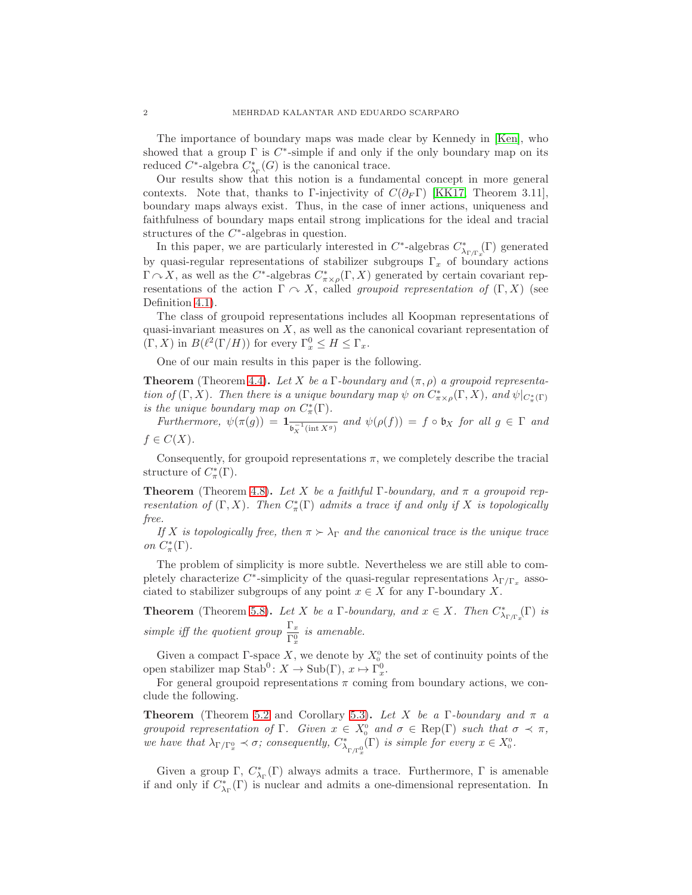The importance of boundary maps was made clear by Kennedy in [Ken], who showed that a group $\Gamma$ is $C^*$-simple if and only if the only boundary map on its reduced $C^*$-algebra $C^*_{\lambda_\Gamma}(G)$ is the canonical trace.

Our results show that this notion is a fundamental concept in more general contexts. Note that, thanks to $\Gamma$-injectivity of $C(\partial_F\Gamma)$ [KK17, Theorem 3.11], boundary maps always exist. Thus, in the case of inner actions, uniqueness and faithfulness of boundary maps entail strong implications for the ideal and tracial structures of the $C^*$-algebras in question.

In this paper, we are particularly interested in $C^*$-algebras $C^*_{\lambda_{\Gamma/\Gamma_x}}(\Gamma)$ generated by quasi-regular representations of stabilizer subgroups $\Gamma_x$ of boundary actions $\Gamma \curvearrowright X$, as well as the $C^*$-algebras $C^*_{\pi\times\rho}(\Gamma, X)$ generated by certain covariant representations of the action $\Gamma \curvearrowright X$, called *groupoid representation of* $(\Gamma, X)$ (see Definition 4.1).

The class of groupoid representations includes all Koopman representations of quasi-invariant measures on $X$, as well as the canonical covariant representation of $(\Gamma, X)$ in $B(\ell^2(\Gamma/H))$ for every $\Gamma_x^0 \leq H \leq \Gamma_x$.

One of our main results in this paper is the following.

**Theorem** (Theorem 4.4)**.** *Let $X$ be a $\Gamma$-boundary and $(\pi, \rho)$ a groupoid representation of $(\Gamma, X)$. Then there is a unique boundary map $\psi$ on $C^*_{\pi\times\rho}(\Gamma, X)$, and $\psi|_{C^*_\pi(\Gamma)}$ is the unique boundary map on $C^*_\pi(\Gamma)$.*

*Furthermore, $\psi(\pi(g)) = \mathbf{1}_{\mathfrak{b}_X^{-1}(\operatorname{int} X^g)}$ and $\psi(\rho(f)) = f \circ \mathfrak{b}_X$ for all $g \in \Gamma$ and $f \in C(X)$.*

Consequently, for groupoid representations $\pi$, we completely describe the tracial structure of $C^*_\pi(\Gamma)$.

**Theorem** (Theorem 4.8)**.** *Let $X$ be a faithful $\Gamma$-boundary, and $\pi$ a groupoid representation of $(\Gamma, X)$. Then $C^*_\pi(\Gamma)$ admits a trace if and only if $X$ is topologically free.*

*If $X$ is topologically free, then $\pi \succ \lambda_\Gamma$ and the canonical trace is the unique trace on $C^*_\pi(\Gamma)$.*

The problem of simplicity is more subtle. Nevertheless we are still able to completely characterize $C^*$-simplicity of the quasi-regular representations $\lambda_{\Gamma/\Gamma_x}$ associated to stabilizer subgroups of any point $x \in X$ for any $\Gamma$-boundary $X$.

**Theorem** (Theorem 5.8)**.** *Let $X$ be a $\Gamma$-boundary, and $x \in X$. Then $C^*_{\lambda_{\Gamma/\Gamma_x}}(\Gamma)$ is simple iff the quotient group $\dfrac{\Gamma_x}{\Gamma_x^0}$ is amenable.*

Given a compact $\Gamma$-space $X$, we denote by $X_0^0$ the set of continuity points of the open stabilizer map $\operatorname{Stab}^0 \colon X \to \operatorname{Sub}(\Gamma)$, $x \mapsto \Gamma_x^0$.

For general groupoid representations $\pi$ coming from boundary actions, we conclude the following.

**Theorem** (Theorem 5.2 and Corollary 5.3)**.** *Let $X$ be a $\Gamma$-boundary and $\pi$ a groupoid representation of $\Gamma$. Given $x \in X_0^0$ and $\sigma \in \operatorname{Rep}(\Gamma)$ such that $\sigma \prec \pi$, we have that $\lambda_{\Gamma/\Gamma_x^0} \prec \sigma$; consequently, $C^*_{\lambda_{\Gamma/\Gamma_x^0}}(\Gamma)$ is simple for every $x \in X_0^0$.*

Given a group $\Gamma$, $C^*_{\lambda_\Gamma}(\Gamma)$ always admits a trace. Furthermore, $\Gamma$ is amenable if and only if $C^*_{\lambda_\Gamma}(\Gamma)$ is nuclear and admits a one-dimensional representation. In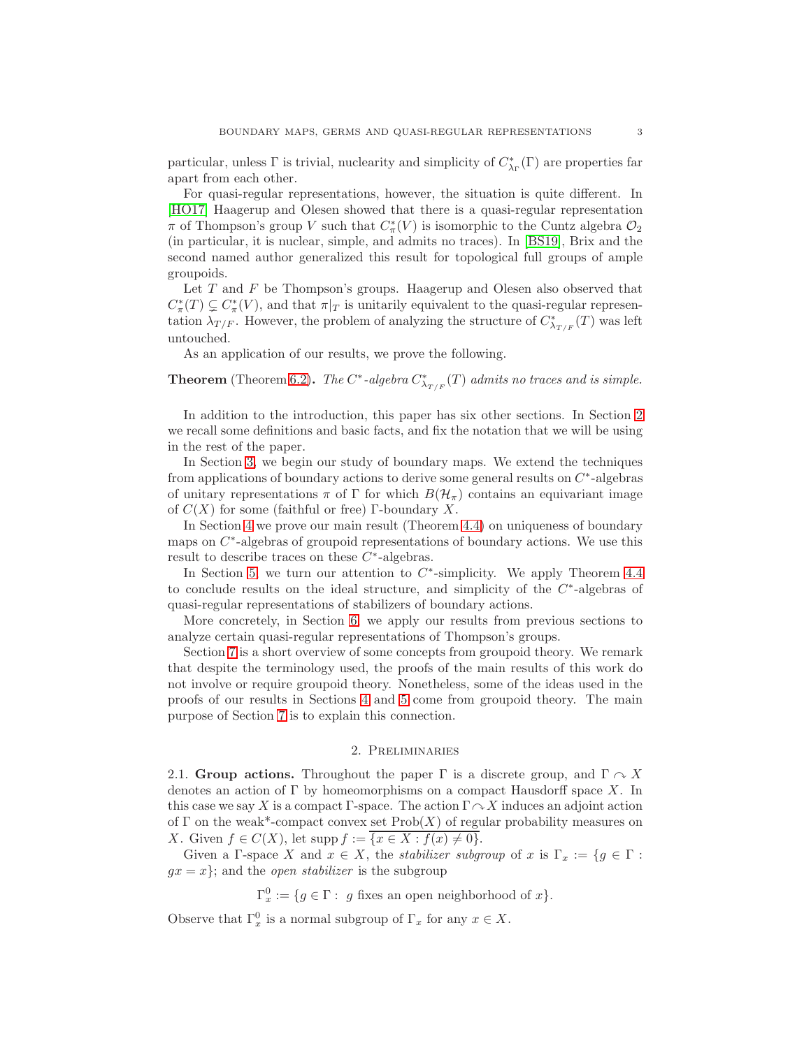particular, unless $\Gamma$ is trivial, nuclearity and simplicity of $C^*_{\lambda_\Gamma}(\Gamma)$ are properties far apart from each other.

For quasi-regular representations, however, the situation is quite different. In [HO17] Haagerup and Olesen showed that there is a quasi-regular representation $\pi$ of Thompson's group $V$ such that $C^*_\pi(V)$ is isomorphic to the Cuntz algebra $\mathcal{O}_2$ (in particular, it is nuclear, simple, and admits no traces). In [BS19], Brix and the second named author generalized this result for topological full groups of ample groupoids.

Let $T$ and $F$ be Thompson's groups. Haagerup and Olesen also observed that $C^*_\pi(T) \subsetneq C^*_\pi(V)$, and that $\pi|_T$ is unitarily equivalent to the quasi-regular representation $\lambda_{T/F}$. However, the problem of analyzing the structure of $C^*_{\lambda_{T/F}}(T)$ was left untouched.

As an application of our results, we prove the following.

**Theorem** (Theorem 6.2)**.** *The $C^*$-algebra $C^*_{\lambda_{T/F}}(T)$ admits no traces and is simple.*

In addition to the introduction, this paper has six other sections. In Section 2 we recall some definitions and basic facts, and fix the notation that we will be using in the rest of the paper.

In Section 3, we begin our study of boundary maps. We extend the techniques from applications of boundary actions to derive some general results on $C^*$-algebras of unitary representations $\pi$ of $\Gamma$ for which $B(\mathcal{H}_\pi)$ contains an equivariant image of $C(X)$ for some (faithful or free) $\Gamma$-boundary $X$.

In Section 4 we prove our main result (Theorem 4.4) on uniqueness of boundary maps on $C^*$-algebras of groupoid representations of boundary actions. We use this result to describe traces on these $C^*$-algebras.

In Section 5, we turn our attention to $C^*$-simplicity. We apply Theorem 4.4 to conclude results on the ideal structure, and simplicity of the $C^*$-algebras of quasi-regular representations of stabilizers of boundary actions.

More concretely, in Section 6, we apply our results from previous sections to analyze certain quasi-regular representations of Thompson's groups.

Section 7 is a short overview of some concepts from groupoid theory. We remark that despite the terminology used, the proofs of the main results of this work do not involve or require groupoid theory. Nonetheless, some of the ideas used in the proofs of our results in Sections 4 and 5 come from groupoid theory. The main purpose of Section 7 is to explain this connection.

## 2. Preliminaries

**2.1. Group actions.** Throughout the paper $\Gamma$ is a discrete group, and $\Gamma \curvearrowright X$ denotes an action of $\Gamma$ by homeomorphisms on a compact Hausdorff space $X$. In this case we say $X$ is a compact $\Gamma$-space. The action $\Gamma \curvearrowright X$ induces an adjoint action of $\Gamma$ on the weak\*-compact convex set $\mathrm{Prob}(X)$ of regular probability measures on $X$. Given $f \in C(X)$, let $\mathrm{supp}\, f := \overline{\{x \in X : f(x) \neq 0\}}$.

Given a $\Gamma$-space $X$ and $x \in X$, the *stabilizer subgroup* of $x$ is $\Gamma_x := \{g \in \Gamma : gx = x\}$; and the *open stabilizer* is the subgroup

$$\Gamma_x^0 := \{g \in \Gamma : \ g \text{ fixes an open neighborhood of } x\}.$$

Observe that $\Gamma_x^0$ is a normal subgroup of $\Gamma_x$ for any $x \in X$.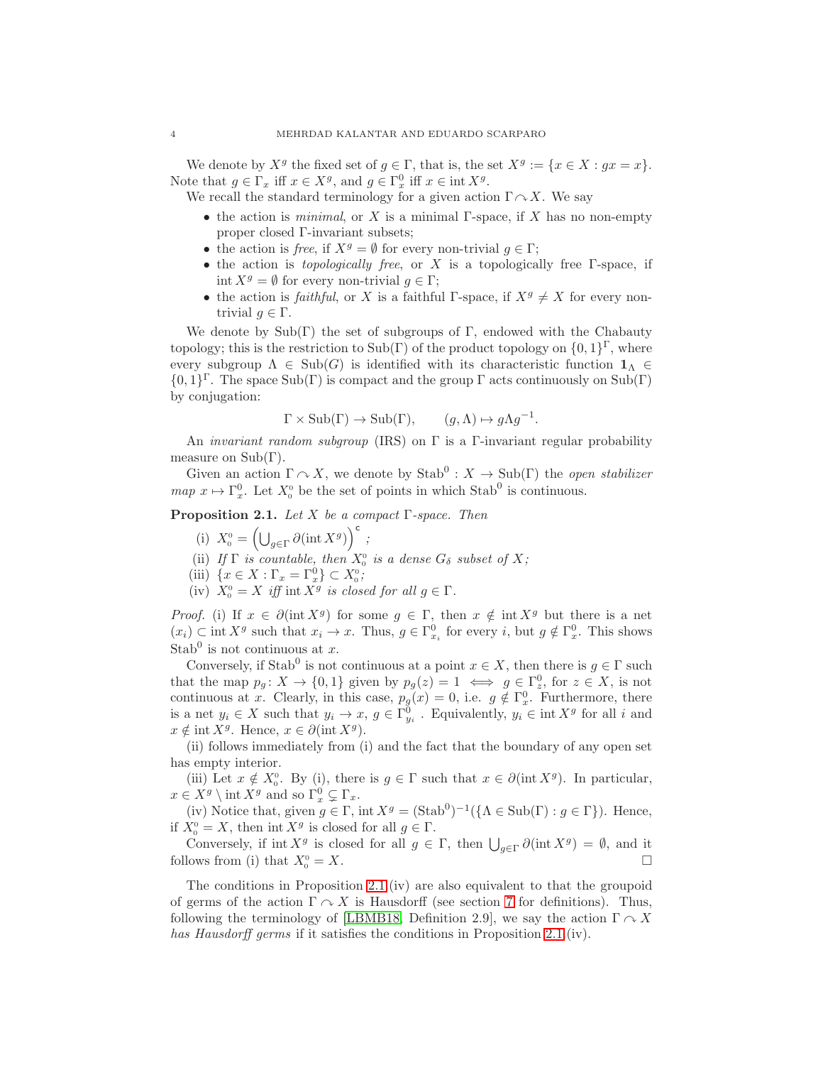We denote by $X^g$ the fixed set of $g \in \Gamma$, that is, the set $X^g := \{x \in X : gx = x\}$. Note that $g \in \Gamma_x$ iff $x \in X^g$, and $g \in \Gamma_x^0$ iff $x \in \operatorname{int} X^g$.

We recall the standard terminology for a given action $\Gamma \curvearrowright X$. We say

- the action is *minimal*, or $X$ is a minimal $\Gamma$-space, if $X$ has no non-empty proper closed $\Gamma$-invariant subsets;
- the action is *free*, if $X^g = \emptyset$ for every non-trivial $g \in \Gamma$;
- the action is *topologically free*, or $X$ is a topologically free $\Gamma$-space, if $\operatorname{int} X^g = \emptyset$ for every non-trivial $g \in \Gamma$;
- the action is *faithful*, or $X$ is a faithful $\Gamma$-space, if $X^g \neq X$ for every non-trivial $g \in \Gamma$.

We denote by $\operatorname{Sub}(\Gamma)$ the set of subgroups of $\Gamma$, endowed with the Chabauty topology; this is the restriction to $\operatorname{Sub}(\Gamma)$ of the product topology on $\{0,1\}^\Gamma$, where every subgroup $\Lambda \in \operatorname{Sub}(G)$ is identified with its characteristic function $\mathbf{1}_\Lambda \in \{0,1\}^\Gamma$. The space $\operatorname{Sub}(\Gamma)$ is compact and the group $\Gamma$ acts continuously on $\operatorname{Sub}(\Gamma)$ by conjugation:

$$\Gamma \times \operatorname{Sub}(\Gamma) \to \operatorname{Sub}(\Gamma), \qquad (g, \Lambda) \mapsto g\Lambda g^{-1}.$$

An *invariant random subgroup* (IRS) on $\Gamma$ is a $\Gamma$-invariant regular probability measure on $\operatorname{Sub}(\Gamma)$.

Given an action $\Gamma \curvearrowright X$, we denote by $\operatorname{Stab}^0 : X \to \operatorname{Sub}(\Gamma)$ the *open stabilizer map* $x \mapsto \Gamma_x^0$. Let $X_0$ be the set of points in which $\operatorname{Stab}^0$ is continuous.

**Proposition 2.1.** *Let $X$ be a compact $\Gamma$-space. Then*

(i) $X_0 = \left(\bigcup_{g\in\Gamma} \partial(\operatorname{int} X^g)\right)^{\mathsf{c}}$;

(ii) *If $\Gamma$ is countable, then $X_0$ is a dense $G_\delta$ subset of $X$;*

(iii) $\{x \in X : \Gamma_x = \Gamma_x^0\} \subset X_0$;

(iv) $X_0 = X$ *iff* $\operatorname{int} X^g$ *is closed for all* $g \in \Gamma$.

*Proof.* (i) If $x \in \partial(\operatorname{int} X^g)$ for some $g \in \Gamma$, then $x \notin \operatorname{int} X^g$ but there is a net $(x_i) \subset \operatorname{int} X^g$ such that $x_i \to x$. Thus, $g \in \Gamma_{x_i}^0$ for every $i$, but $g \notin \Gamma_x^0$. This shows $\operatorname{Stab}^0$ is not continuous at $x$.

Conversely, if $\operatorname{Stab}^0$ is not continuous at a point $x \in X$, then there is $g \in \Gamma$ such that the map $p_g \colon X \to \{0,1\}$ given by $p_g(z) = 1 \iff g \in \Gamma_z^0$, for $z \in X$, is not continuous at $x$. Clearly, in this case, $p_g(x) = 0$, i.e. $g \notin \Gamma_x^0$. Furthermore, there is a net $y_i \in X$ such that $y_i \to x$, $g \in \Gamma_{y_i}^0$. Equivalently, $y_i \in \operatorname{int} X^g$ for all $i$ and $x \notin \operatorname{int} X^g$. Hence, $x \in \partial(\operatorname{int} X^g)$.

(ii) follows immediately from (i) and the fact that the boundary of any open set has empty interior.

(iii) Let $x \notin X_0$. By (i), there is $g \in \Gamma$ such that $x \in \partial(\operatorname{int} X^g)$. In particular, $x \in X^g \setminus \operatorname{int} X^g$ and so $\Gamma_x^0 \subsetneq \Gamma_x$.

(iv) Notice that, given $g \in \Gamma$, $\operatorname{int} X^g = (\operatorname{Stab}^0)^{-1}(\{\Lambda \in \operatorname{Sub}(\Gamma) : g \in \Gamma\})$. Hence, if $X_0 = X$, then $\operatorname{int} X^g$ is closed for all $g \in \Gamma$.

Conversely, if $\operatorname{int} X^g$ is closed for all $g \in \Gamma$, then $\bigcup_{g\in\Gamma} \partial(\operatorname{int} X^g) = \emptyset$, and it follows from (i) that $X_0 = X$. □

The conditions in Proposition 2.1 (iv) are also equivalent to that the groupoid of germs of the action $\Gamma \curvearrowright X$ is Hausdorff (see section 7 for definitions). Thus, following the terminology of [LBMB18, Definition 2.9], we say the action $\Gamma \curvearrowright X$ *has Hausdorff germs* if it satisfies the conditions in Proposition 2.1 (iv).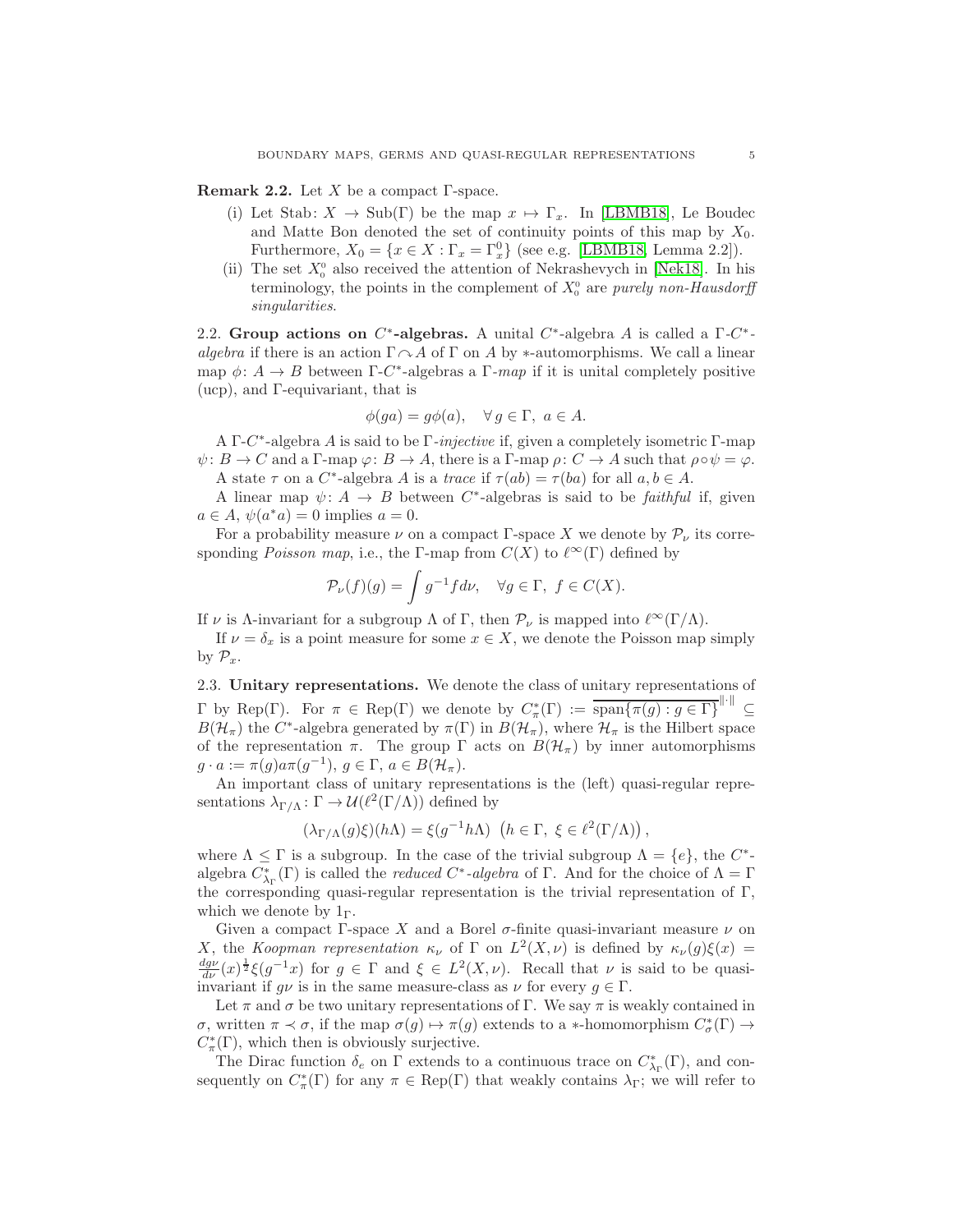**Remark 2.2.** Let $X$ be a compact $\Gamma$-space.

(i) Let $\mathrm{Stab}\colon X \to \mathrm{Sub}(\Gamma)$ be the map $x \mapsto \Gamma_x$. In [LBMB18], Le Boudec and Matte Bon denoted the set of continuity points of this map by $X_0$. Furthermore, $X_0 = \{x \in X : \Gamma_x = \Gamma_x^0\}$ (see e.g. [LBMB18, Lemma 2.2]).

(ii) The set $X_0$ also received the attention of Nekrashevych in [Nek18]. In his terminology, the points in the complement of $X_0$ are *purely non-Hausdorff singularities*.

2.2. **Group actions on $C^*$-algebras.** A unital $C^*$-algebra $A$ is called a *$\Gamma$-$C^*$-algebra* if there is an action $\Gamma \curvearrowright A$ of $\Gamma$ on $A$ by $*$-automorphisms. We call a linear map $\phi\colon A \to B$ between $\Gamma$-$C^*$-algebras a *$\Gamma$-map* if it is unital completely positive (ucp), and $\Gamma$-equivariant, that is

$$\phi(ga) = g\phi(a), \quad \forall\, g \in \Gamma,\ a \in A.$$

A $\Gamma$-$C^*$-algebra $A$ is said to be *$\Gamma$-injective* if, given a completely isometric $\Gamma$-map $\psi\colon B \to C$ and a $\Gamma$-map $\varphi\colon B \to A$, there is a $\Gamma$-map $\rho\colon C \to A$ such that $\rho \circ \psi = \varphi$.

A state $\tau$ on a $C^*$-algebra $A$ is a *trace* if $\tau(ab) = \tau(ba)$ for all $a, b \in A$.

A linear map $\psi\colon A \to B$ between $C^*$-algebras is said to be *faithful* if, given $a \in A$, $\psi(a^*a) = 0$ implies $a = 0$.

For a probability measure $\nu$ on a compact $\Gamma$-space $X$ we denote by $\mathcal{P}_\nu$ its corresponding *Poisson map*, i.e., the $\Gamma$-map from $C(X)$ to $\ell^\infty(\Gamma)$ defined by

$$\mathcal{P}_\nu(f)(g) = \int g^{-1} f\, d\nu, \quad \forall g \in \Gamma,\ f \in C(X).$$

If $\nu$ is $\Lambda$-invariant for a subgroup $\Lambda$ of $\Gamma$, then $\mathcal{P}_\nu$ is mapped into $\ell^\infty(\Gamma/\Lambda)$.

If $\nu = \delta_x$ is a point measure for some $x \in X$, we denote the Poisson map simply by $\mathcal{P}_x$.

2.3. **Unitary representations.** We denote the class of unitary representations of $\Gamma$ by $\mathrm{Rep}(\Gamma)$. For $\pi \in \mathrm{Rep}(\Gamma)$ we denote by $C^*_\pi(\Gamma) := \overline{\mathrm{span}\{\pi(g) : g \in \Gamma\}}^{\|\cdot\|} \subseteq B(\mathcal{H}_\pi)$ the $C^*$-algebra generated by $\pi(\Gamma)$ in $B(\mathcal{H}_\pi)$, where $\mathcal{H}_\pi$ is the Hilbert space of the representation $\pi$. The group $\Gamma$ acts on $B(\mathcal{H}_\pi)$ by inner automorphisms $g \cdot a := \pi(g) a \pi(g^{-1})$, $g \in \Gamma$, $a \in B(\mathcal{H}_\pi)$.

An important class of unitary representations is the (left) quasi-regular representations $\lambda_{\Gamma/\Lambda}\colon \Gamma \to \mathcal{U}(\ell^2(\Gamma/\Lambda))$ defined by

$$(\lambda_{\Gamma/\Lambda}(g)\xi)(h\Lambda) = \xi(g^{-1}h\Lambda) \ \left(h \in \Gamma,\ \xi \in \ell^2(\Gamma/\Lambda)\right),$$

where $\Lambda \leq \Gamma$ is a subgroup. In the case of the trivial subgroup $\Lambda = \{e\}$, the $C^*$-algebra $C^*_{\lambda_\Gamma}(\Gamma)$ is called the *reduced $C^*$-algebra* of $\Gamma$. And for the choice of $\Lambda = \Gamma$ the corresponding quasi-regular representation is the trivial representation of $\Gamma$, which we denote by $1_\Gamma$.

Given a compact $\Gamma$-space $X$ and a Borel $\sigma$-finite quasi-invariant measure $\nu$ on $X$, the *Koopman representation* $\kappa_\nu$ of $\Gamma$ on $L^2(X, \nu)$ is defined by $\kappa_\nu(g)\xi(x) = \frac{dg\nu}{d\nu}(x)^{\frac{1}{2}}\xi(g^{-1}x)$ for $g \in \Gamma$ and $\xi \in L^2(X, \nu)$. Recall that $\nu$ is said to be quasi-invariant if $g\nu$ is in the same measure-class as $\nu$ for every $g \in \Gamma$.

Let $\pi$ and $\sigma$ be two unitary representations of $\Gamma$. We say $\pi$ is weakly contained in $\sigma$, written $\pi \prec \sigma$, if the map $\sigma(g) \mapsto \pi(g)$ extends to a $*$-homomorphism $C^*_\sigma(\Gamma) \to C^*_\pi(\Gamma)$, which then is obviously surjective.

The Dirac function $\delta_e$ on $\Gamma$ extends to a continuous trace on $C^*_{\lambda_\Gamma}(\Gamma)$, and consequently on $C^*_\pi(\Gamma)$ for any $\pi \in \mathrm{Rep}(\Gamma)$ that weakly contains $\lambda_\Gamma$; we will refer to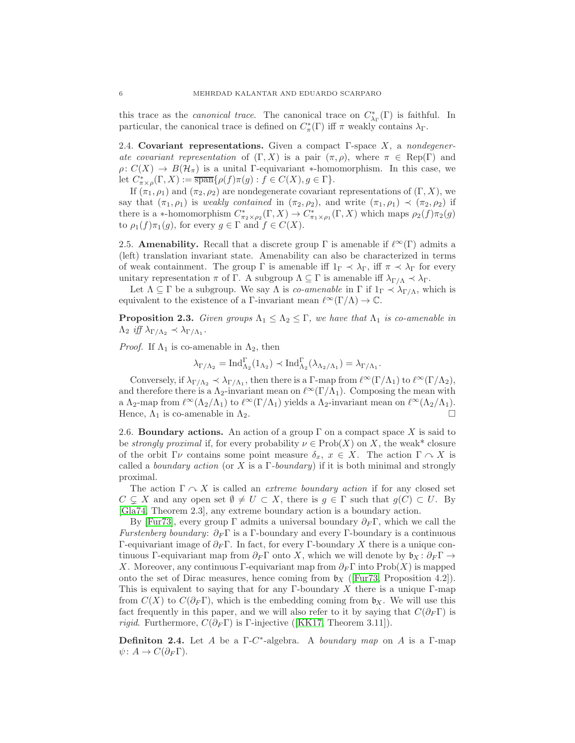this trace as the *canonical trace*. The canonical trace on $C^*_{\lambda_\Gamma}(\Gamma)$ is faithful. In particular, the canonical trace is defined on $C^*_\pi(\Gamma)$ iff $\pi$ weakly contains $\lambda_\Gamma$.

**2.4. Covariant representations.** Given a compact $\Gamma$-space $X$, a *nondegenerate covariant representation* of $(\Gamma, X)$ is a pair $(\pi, \rho)$, where $\pi \in \mathrm{Rep}(\Gamma)$ and $\rho\colon C(X) \to B(\mathcal{H}_\pi)$ is a unital $\Gamma$-equivariant $*$-homomorphism. In this case, we let $C^*_{\pi\times\rho}(\Gamma, X) := \overline{\mathrm{span}}\{\rho(f)\pi(g) : f \in C(X), g \in \Gamma\}$.

If $(\pi_1, \rho_1)$ and $(\pi_2, \rho_2)$ are nondegenerate covariant representations of $(\Gamma, X)$, we say that $(\pi_1, \rho_1)$ is *weakly contained* in $(\pi_2, \rho_2)$, and write $(\pi_1, \rho_1) \prec (\pi_2, \rho_2)$ if there is a $*$-homomorphism $C^*_{\pi_2\times\rho_2}(\Gamma, X) \to C^*_{\pi_1\times\rho_1}(\Gamma, X)$ which maps $\rho_2(f)\pi_2(g)$ to $\rho_1(f)\pi_1(g)$, for every $g \in \Gamma$ and $f \in C(X)$.

**2.5. Amenability.** Recall that a discrete group $\Gamma$ is amenable if $\ell^\infty(\Gamma)$ admits a (left) translation invariant state. Amenability can also be characterized in terms of weak containment. The group $\Gamma$ is amenable iff $1_\Gamma \prec \lambda_\Gamma$, iff $\pi \prec \lambda_\Gamma$ for every unitary representation $\pi$ of $\Gamma$. A subgroup $\Lambda \subseteq \Gamma$ is amenable iff $\lambda_{\Gamma/\Lambda} \prec \lambda_\Gamma$.

Let $\Lambda \subseteq \Gamma$ be a subgroup. We say $\Lambda$ is *co-amenable* in $\Gamma$ if $1_\Gamma \prec \lambda_{\Gamma/\Lambda}$, which is equivalent to the existence of a $\Gamma$-invariant mean $\ell^\infty(\Gamma/\Lambda) \to \mathbb{C}$.

**Proposition 2.3.** *Given groups $\Lambda_1 \le \Lambda_2 \le \Gamma$, we have that $\Lambda_1$ is co-amenable in $\Lambda_2$ iff $\lambda_{\Gamma/\Lambda_2} \prec \lambda_{\Gamma/\Lambda_1}$.*

*Proof.* If $\Lambda_1$ is co-amenable in $\Lambda_2$, then

$$\lambda_{\Gamma/\Lambda_2} = \mathrm{Ind}_{\Lambda_2}^\Gamma(1_{\Lambda_2}) \prec \mathrm{Ind}_{\Lambda_2}^\Gamma(\lambda_{\Lambda_2/\Lambda_1}) = \lambda_{\Gamma/\Lambda_1}.$$

Conversely, if $\lambda_{\Gamma/\Lambda_2} \prec \lambda_{\Gamma/\Lambda_1}$, then there is a $\Gamma$-map from $\ell^\infty(\Gamma/\Lambda_1)$ to $\ell^\infty(\Gamma/\Lambda_2)$, and therefore there is a $\Lambda_2$-invariant mean on $\ell^\infty(\Gamma/\Lambda_1)$. Composing the mean with a $\Lambda_2$-map from $\ell^\infty(\Lambda_2/\Lambda_1)$ to $\ell^\infty(\Gamma/\Lambda_1)$ yields a $\Lambda_2$-invariant mean on $\ell^\infty(\Lambda_2/\Lambda_1)$. Hence, $\Lambda_1$ is co-amenable in $\Lambda_2$. □

**2.6. Boundary actions.** An action of a group $\Gamma$ on a compact space $X$ is said to be *strongly proximal* if, for every probability $\nu \in \mathrm{Prob}(X)$ on $X$, the weak* closure of the orbit $\Gamma\nu$ contains some point measure $\delta_x$, $x \in X$. The action $\Gamma \curvearrowright X$ is called a *boundary action* (or $X$ is a $\Gamma$-*boundary*) if it is both minimal and strongly proximal.

The action $\Gamma \curvearrowright X$ is called an *extreme boundary action* if for any closed set $C \subsetneq X$ and any open set $\emptyset \neq U \subset X$, there is $g \in \Gamma$ such that $g(C) \subset U$. By [Gla74, Theorem 2.3], any extreme boundary action is a boundary action.

By [Fur73], every group $\Gamma$ admits a universal boundary $\partial_F\Gamma$, which we call the *Furstenberg boundary*: $\partial_F\Gamma$ is a $\Gamma$-boundary and every $\Gamma$-boundary is a continuous $\Gamma$-equivariant image of $\partial_F\Gamma$. In fact, for every $\Gamma$-boundary $X$ there is a unique continuous $\Gamma$-equivariant map from $\partial_F\Gamma$ onto $X$, which we will denote by $\mathfrak{b}_X\colon \partial_F\Gamma \to X$. Moreover, any continuous $\Gamma$-equivariant map from $\partial_F\Gamma$ into $\mathrm{Prob}(X)$ is mapped onto the set of Dirac measures, hence coming from $\mathfrak{b}_X$ ([Fur73, Proposition 4.2]). This is equivalent to saying that for any $\Gamma$-boundary $X$ there is a unique $\Gamma$-map from $C(X)$ to $C(\partial_F\Gamma)$, which is the embedding coming from $\mathfrak{b}_X$. We will use this fact frequently in this paper, and we will also refer to it by saying that $C(\partial_F\Gamma)$ is *rigid*. Furthermore, $C(\partial_F\Gamma)$ is $\Gamma$-injective ([KK17, Theorem 3.11]).

**Definiton 2.4.** Let $A$ be a $\Gamma$-$C^*$-algebra. A *boundary map* on $A$ is a $\Gamma$-map $\psi\colon A \to C(\partial_F\Gamma)$.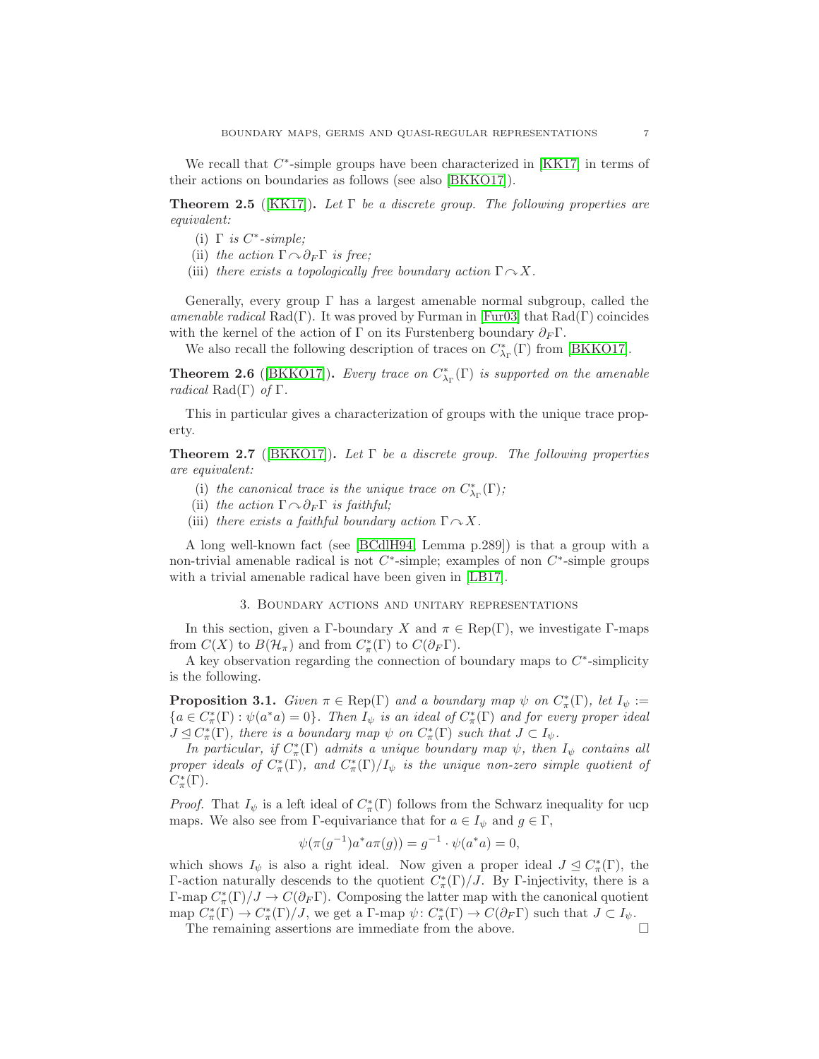We recall that $C^*$-simple groups have been characterized in [KK17] in terms of their actions on boundaries as follows (see also [BKKO17]).

**Theorem 2.5** ([KK17]). *Let $\Gamma$ be a discrete group. The following properties are equivalent:*

(i) *$\Gamma$ is $C^*$-simple;*
(ii) *the action $\Gamma \curvearrowright \partial_F \Gamma$ is free;*
(iii) *there exists a topologically free boundary action $\Gamma \curvearrowright X$.*

Generally, every group $\Gamma$ has a largest amenable normal subgroup, called the *amenable radical* $\mathrm{Rad}(\Gamma)$. It was proved by Furman in [Fur03] that $\mathrm{Rad}(\Gamma)$ coincides with the kernel of the action of $\Gamma$ on its Furstenberg boundary $\partial_F \Gamma$.

We also recall the following description of traces on $C^*_{\lambda_\Gamma}(\Gamma)$ from [BKKO17].

**Theorem 2.6** ([BKKO17]). *Every trace on $C^*_{\lambda_\Gamma}(\Gamma)$ is supported on the amenable radical $\mathrm{Rad}(\Gamma)$ of $\Gamma$.*

This in particular gives a characterization of groups with the unique trace property.

**Theorem 2.7** ([BKKO17]). *Let $\Gamma$ be a discrete group. The following properties are equivalent:*

(i) *the canonical trace is the unique trace on $C^*_{\lambda_\Gamma}(\Gamma)$;*
(ii) *the action $\Gamma \curvearrowright \partial_F \Gamma$ is faithful;*
(iii) *there exists a faithful boundary action $\Gamma \curvearrowright X$.*

A long well-known fact (see [BCdlH94, Lemma p.289]) is that a group with a non-trivial amenable radical is not $C^*$-simple; examples of non $C^*$-simple groups with a trivial amenable radical have been given in [LB17].

## 3. Boundary actions and unitary representations

In this section, given a $\Gamma$-boundary $X$ and $\pi \in \mathrm{Rep}(\Gamma)$, we investigate $\Gamma$-maps from $C(X)$ to $B(\mathcal{H}_\pi)$ and from $C^*_\pi(\Gamma)$ to $C(\partial_F \Gamma)$.

A key observation regarding the connection of boundary maps to $C^*$-simplicity is the following.

**Proposition 3.1.** *Given $\pi \in \mathrm{Rep}(\Gamma)$ and a boundary map $\psi$ on $C^*_\pi(\Gamma)$, let $I_\psi := \{a \in C^*_\pi(\Gamma) : \psi(a^*a) = 0\}$. Then $I_\psi$ is an ideal of $C^*_\pi(\Gamma)$ and for every proper ideal $J \trianglelefteq C^*_\pi(\Gamma)$, there is a boundary map $\psi$ on $C^*_\pi(\Gamma)$ such that $J \subset I_\psi$.*

*In particular, if $C^*_\pi(\Gamma)$ admits a unique boundary map $\psi$, then $I_\psi$ contains all proper ideals of $C^*_\pi(\Gamma)$, and $C^*_\pi(\Gamma)/I_\psi$ is the unique non-zero simple quotient of $C^*_\pi(\Gamma)$.*

*Proof.* That $I_\psi$ is a left ideal of $C^*_\pi(\Gamma)$ follows from the Schwarz inequality for ucp maps. We also see from $\Gamma$-equivariance that for $a \in I_\psi$ and $g \in \Gamma$,

$$\psi(\pi(g^{-1})a^*a\pi(g)) = g^{-1} \cdot \psi(a^*a) = 0,$$

which shows $I_\psi$ is also a right ideal. Now given a proper ideal $J \trianglelefteq C^*_\pi(\Gamma)$, the $\Gamma$-action naturally descends to the quotient $C^*_\pi(\Gamma)/J$. By $\Gamma$-injectivity, there is a $\Gamma$-map $C^*_\pi(\Gamma)/J \to C(\partial_F \Gamma)$. Composing the latter map with the canonical quotient map $C^*_\pi(\Gamma) \to C^*_\pi(\Gamma)/J$, we get a $\Gamma$-map $\psi \colon C^*_\pi(\Gamma) \to C(\partial_F \Gamma)$ such that $J \subset I_\psi$.

The remaining assertions are immediate from the above. $\square$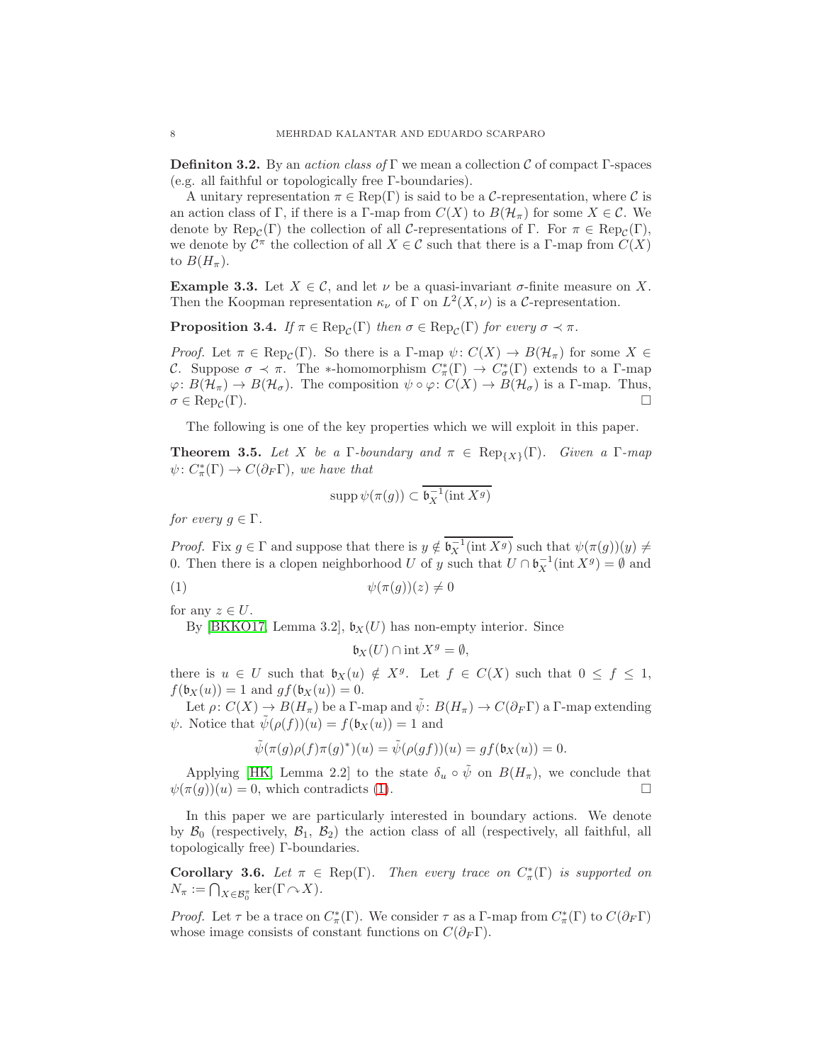**Definiton 3.2.** By an *action class of* Γ we mean a collection $\mathcal{C}$ of compact Γ-spaces (e.g. all faithful or topologically free Γ-boundaries).

A unitary representation $\pi \in \operatorname{Rep}(\Gamma)$ is said to be a $\mathcal{C}$-representation, where $\mathcal{C}$ is an action class of Γ, if there is a Γ-map from $C(X)$ to $B(\mathcal{H}_\pi)$ for some $X \in \mathcal{C}$. We denote by $\operatorname{Rep}_{\mathcal{C}}(\Gamma)$ the collection of all $\mathcal{C}$-representations of Γ. For $\pi \in \operatorname{Rep}_{\mathcal{C}}(\Gamma)$, we denote by $\mathcal{C}^\pi$ the collection of all $X \in \mathcal{C}$ such that there is a Γ-map from $C(X)$ to $B(H_\pi)$.

**Example 3.3.** Let $X \in \mathcal{C}$, and let $\nu$ be a quasi-invariant σ-finite measure on $X$. Then the Koopman representation $\kappa_\nu$ of Γ on $L^2(X, \nu)$ is a $\mathcal{C}$-representation.

**Proposition 3.4.** *If $\pi \in \operatorname{Rep}_{\mathcal{C}}(\Gamma)$ then $\sigma \in \operatorname{Rep}_{\mathcal{C}}(\Gamma)$ for every $\sigma \prec \pi$.*

*Proof.* Let $\pi \in \operatorname{Rep}_{\mathcal{C}}(\Gamma)$. So there is a Γ-map $\psi\colon C(X) \to B(\mathcal{H}_\pi)$ for some $X \in \mathcal{C}$. Suppose $\sigma \prec \pi$. The ∗-homomorphism $C^*_\pi(\Gamma) \to C^*_\sigma(\Gamma)$ extends to a Γ-map $\varphi\colon B(\mathcal{H}_\pi) \to B(\mathcal{H}_\sigma)$. The composition $\psi \circ \varphi\colon C(X) \to B(\mathcal{H}_\sigma)$ is a Γ-map. Thus, $\sigma \in \operatorname{Rep}_{\mathcal{C}}(\Gamma)$. □

The following is one of the key properties which we will exploit in this paper.

**Theorem 3.5.** *Let $X$ be a Γ-boundary and $\pi \in \operatorname{Rep}_{\{X\}}(\Gamma)$. Given a Γ-map $\psi\colon C^*_\pi(\Gamma) \to C(\partial_F\Gamma)$, we have that*

$$\operatorname{supp} \psi(\pi(g)) \subset \overline{\mathfrak{b}_X^{-1}(\operatorname{int} X^g)}$$

*for every $g \in \Gamma$.*

*Proof.* Fix $g \in \Gamma$ and suppose that there is $y \notin \overline{\mathfrak{b}_X^{-1}(\operatorname{int} X^g)}$ such that $\psi(\pi(g))(y) \neq 0$. Then there is a clopen neighborhood $U$ of $y$ such that $U \cap \mathfrak{b}_X^{-1}(\operatorname{int} X^g) = \emptyset$ and

$$\psi(\pi(g))(z) \neq 0 \tag{1}$$

for any $z \in U$.

By [BKKO17, Lemma 3.2], $\mathfrak{b}_X(U)$ has non-empty interior. Since

$$\mathfrak{b}_X(U) \cap \operatorname{int} X^g = \emptyset,$$

there is $u \in U$ such that $\mathfrak{b}_X(u) \notin X^g$. Let $f \in C(X)$ such that $0 \leq f \leq 1$, $f(\mathfrak{b}_X(u)) = 1$ and $gf(\mathfrak{b}_X(u)) = 0$.

Let $\rho\colon C(X) \to B(H_\pi)$ be a Γ-map and $\tilde{\psi}\colon B(H_\pi) \to C(\partial_F\Gamma)$ a Γ-map extending $\psi$. Notice that $\tilde{\psi}(\rho(f))(u) = f(\mathfrak{b}_X(u)) = 1$ and

$$\tilde{\psi}(\pi(g)\rho(f)\pi(g)^*)(u) = \tilde{\psi}(\rho(gf))(u) = gf(\mathfrak{b}_X(u)) = 0.$$

Applying [HK, Lemma 2.2] to the state $\delta_u \circ \tilde{\psi}$ on $B(H_\pi)$, we conclude that $\psi(\pi(g))(u) = 0$, which contradicts (1). □

In this paper we are particularly interested in boundary actions. We denote by $\mathcal{B}_0$ (respectively, $\mathcal{B}_1$, $\mathcal{B}_2$) the action class of all (respectively, all faithful, all topologically free) Γ-boundaries.

**Corollary 3.6.** *Let $\pi \in \operatorname{Rep}(\Gamma)$. Then every trace on $C^*_\pi(\Gamma)$ is supported on $N_\pi := \bigcap_{X \in \mathcal{B}_0^\pi} \ker(\Gamma \curvearrowright X)$.*

*Proof.* Let $\tau$ be a trace on $C^*_\pi(\Gamma)$. We consider $\tau$ as a Γ-map from $C^*_\pi(\Gamma)$ to $C(\partial_F\Gamma)$ whose image consists of constant functions on $C(\partial_F\Gamma)$.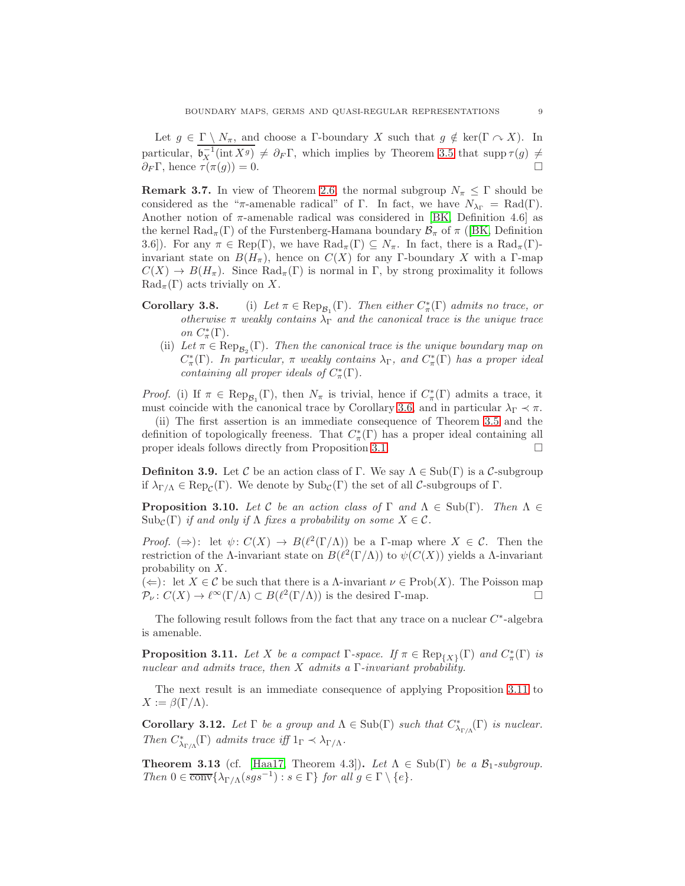Let $g \in \Gamma \setminus N_\pi$, and choose a $\Gamma$-boundary $X$ such that $g \notin \ker(\Gamma \curvearrowright X)$. In particular, $\overline{\mathfrak{b}_X^{-1}(\operatorname{int} X^g)} \neq \partial_F \Gamma$, which implies by Theorem 3.5 that $\operatorname{supp} \tau(g) \neq \partial_F \Gamma$, hence $\tau(\pi(g)) = 0$. □

**Remark 3.7.** In view of Theorem 2.6, the normal subgroup $N_\pi \leq \Gamma$ should be considered as the "$\pi$-amenable radical" of $\Gamma$. In fact, we have $N_{\lambda_\Gamma} = \operatorname{Rad}(\Gamma)$. Another notion of $\pi$-amenable radical was considered in [BK, Definition 4.6] as the kernel $\operatorname{Rad}_\pi(\Gamma)$ of the Furstenberg-Hamana boundary $\mathcal{B}_\pi$ of $\pi$ ([BK, Definition 3.6]). For any $\pi \in \operatorname{Rep}(\Gamma)$, we have $\operatorname{Rad}_\pi(\Gamma) \subseteq N_\pi$. In fact, there is a $\operatorname{Rad}_\pi(\Gamma)$-invariant state on $B(H_\pi)$, hence on $C(X)$ for any $\Gamma$-boundary $X$ with a $\Gamma$-map $C(X) \to B(H_\pi)$. Since $\operatorname{Rad}_\pi(\Gamma)$ is normal in $\Gamma$, by strong proximality it follows $\operatorname{Rad}_\pi(\Gamma)$ acts trivially on $X$.

**Corollary 3.8.** (i) *Let $\pi \in \operatorname{Rep}_{\mathcal{B}_1}(\Gamma)$. Then either $C^*_\pi(\Gamma)$ admits no trace, or otherwise $\pi$ weakly contains $\lambda_\Gamma$ and the canonical trace is the unique trace on $C^*_\pi(\Gamma)$.*

(ii) *Let $\pi \in \operatorname{Rep}_{\mathcal{B}_2}(\Gamma)$. Then the canonical trace is the unique boundary map on $C^*_\pi(\Gamma)$. In particular, $\pi$ weakly contains $\lambda_\Gamma$, and $C^*_\pi(\Gamma)$ has a proper ideal containing all proper ideals of $C^*_\pi(\Gamma)$.*

*Proof.* (i) If $\pi \in \operatorname{Rep}_{\mathcal{B}_1}(\Gamma)$, then $N_\pi$ is trivial, hence if $C^*_\pi(\Gamma)$ admits a trace, it must coincide with the canonical trace by Corollary 3.6, and in particular $\lambda_\Gamma \prec \pi$.

(ii) The first assertion is an immediate consequence of Theorem 3.5 and the definition of topologically freeness. That $C^*_\pi(\Gamma)$ has a proper ideal containing all proper ideals follows directly from Proposition 3.1. □

**Definiton 3.9.** Let $\mathcal{C}$ be an action class of $\Gamma$. We say $\Lambda \in \operatorname{Sub}(\Gamma)$ is a $\mathcal{C}$-subgroup if $\lambda_{\Gamma/\Lambda} \in \operatorname{Rep}_{\mathcal{C}}(\Gamma)$. We denote by $\operatorname{Sub}_{\mathcal{C}}(\Gamma)$ the set of all $\mathcal{C}$-subgroups of $\Gamma$.

**Proposition 3.10.** *Let $\mathcal{C}$ be an action class of $\Gamma$ and $\Lambda \in \operatorname{Sub}(\Gamma)$. Then $\Lambda \in \operatorname{Sub}_{\mathcal{C}}(\Gamma)$ if and only if $\Lambda$ fixes a probability on some $X \in \mathcal{C}$.*

*Proof.* ($\Rightarrow$): let $\psi\colon C(X) \to B(\ell^2(\Gamma/\Lambda))$ be a $\Gamma$-map where $X \in \mathcal{C}$. Then the restriction of the $\Lambda$-invariant state on $B(\ell^2(\Gamma/\Lambda))$ to $\psi(C(X))$ yields a $\Lambda$-invariant probability on $X$.

($\Leftarrow$): let $X \in \mathcal{C}$ be such that there is a $\Lambda$-invariant $\nu \in \operatorname{Prob}(X)$. The Poisson map $\mathcal{P}_\nu\colon C(X) \to \ell^\infty(\Gamma/\Lambda) \subset B(\ell^2(\Gamma/\Lambda))$ is the desired $\Gamma$-map. □

The following result follows from the fact that any trace on a nuclear $C^*$-algebra is amenable.

**Proposition 3.11.** *Let $X$ be a compact $\Gamma$-space. If $\pi \in \operatorname{Rep}_{\{X\}}(\Gamma)$ and $C^*_\pi(\Gamma)$ is nuclear and admits trace, then $X$ admits a $\Gamma$-invariant probability.*

The next result is an immediate consequence of applying Proposition 3.11 to $X := \beta(\Gamma/\Lambda)$.

**Corollary 3.12.** *Let $\Gamma$ be a group and $\Lambda \in \operatorname{Sub}(\Gamma)$ such that $C^*_{\lambda_{\Gamma/\Lambda}}(\Gamma)$ is nuclear. Then $C^*_{\lambda_{\Gamma/\Lambda}}(\Gamma)$ admits trace iff $1_\Gamma \prec \lambda_{\Gamma/\Lambda}$.*

**Theorem 3.13** (cf. [Haa17, Theorem 4.3]). *Let $\Lambda \in \operatorname{Sub}(\Gamma)$ be a $\mathcal{B}_1$-subgroup. Then $0 \in \overline{\operatorname{conv}}\{\lambda_{\Gamma/\Lambda}(sgs^{-1}) : s \in \Gamma\}$ for all $g \in \Gamma \setminus \{e\}$.*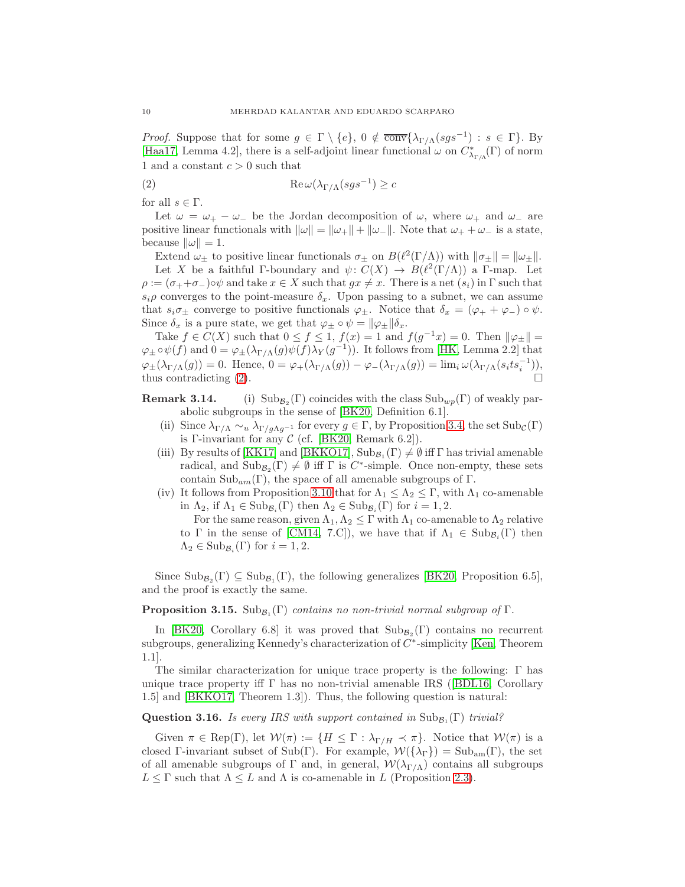*Proof.* Suppose that for some $g \in \Gamma \setminus \{e\}$, $0 \notin \overline{\text{conv}}\{\lambda_{\Gamma/\Lambda}(sgs^{-1}) : s \in \Gamma\}$. By [Haa17, Lemma 4.2], there is a self-adjoint linear functional $\omega$ on $C^*_{\lambda_{\Gamma/\Lambda}}(\Gamma)$ of norm 1 and a constant $c > 0$ such that

$$\operatorname{Re}\omega(\lambda_{\Gamma/\Lambda}(sgs^{-1}) \geq c \tag{2}$$

for all $s \in \Gamma$.

Let $\omega = \omega_+ - \omega_-$ be the Jordan decomposition of $\omega$, where $\omega_+$ and $\omega_-$ are positive linear functionals with $\|\omega\| = \|\omega_+\| + \|\omega_-\|$. Note that $\omega_+ + \omega_-$ is a state, because $\|\omega\| = 1$.

Extend $\omega_\pm$ to positive linear functionals $\sigma_\pm$ on $B(\ell^2(\Gamma/\Lambda))$ with $\|\sigma_\pm\| = \|\omega_\pm\|$.

Let $X$ be a faithful $\Gamma$-boundary and $\psi\colon C(X) \to B(\ell^2(\Gamma/\Lambda))$ a $\Gamma$-map. Let $\rho := (\sigma_+ + \sigma_-)\circ\psi$ and take $x \in X$ such that $gx \neq x$. There is a net $(s_i)$ in $\Gamma$ such that $s_i\rho$ converges to the point-measure $\delta_x$. Upon passing to a subnet, we can assume that $s_i\sigma_\pm$ converge to positive functionals $\varphi_\pm$. Notice that $\delta_x = (\varphi_+ + \varphi_-) \circ \psi$. Since $\delta_x$ is a pure state, we get that $\varphi_\pm \circ \psi = \|\varphi_\pm\|\delta_x$.

Take $f \in C(X)$ such that $0 \leq f \leq 1$, $f(x) = 1$ and $f(g^{-1}x) = 0$. Then $\|\varphi_\pm\| = \varphi_\pm \circ \psi(f)$ and $0 = \varphi_\pm(\lambda_{\Gamma/\Lambda}(g)\psi(f)\lambda_Y(g^{-1}))$. It follows from [HK, Lemma 2.2] that $\varphi_\pm(\lambda_{\Gamma/\Lambda}(g)) = 0$. Hence, $0 = \varphi_+(\lambda_{\Gamma/\Lambda}(g)) - \varphi_-(\lambda_{\Gamma/\Lambda}(g)) = \lim_i \omega(\lambda_{\Gamma/\Lambda}(s_its_i^{-1}))$, thus contradicting (2). $\square$

**Remark 3.14.**
(i) $\operatorname{Sub}_{\mathcal{B}_2}(\Gamma)$ coincides with the class $\operatorname{Sub}_{wp}(\Gamma)$ of weakly parabolic subgroups in the sense of [BK20, Definition 6.1].
(ii) Since $\lambda_{\Gamma/\Lambda} \sim_u \lambda_{\Gamma/g\Lambda g^{-1}}$ for every $g \in \Gamma$, by Proposition 3.4, the set $\operatorname{Sub}_{\mathcal{C}}(\Gamma)$ is $\Gamma$-invariant for any $\mathcal{C}$ (cf. [BK20, Remark 6.2]).
(iii) By results of [KK17] and [BKKO17], $\operatorname{Sub}_{\mathcal{B}_1}(\Gamma) \neq \emptyset$ iff $\Gamma$ has trivial amenable radical, and $\operatorname{Sub}_{\mathcal{B}_2}(\Gamma) \neq \emptyset$ iff $\Gamma$ is $C^*$-simple. Once non-empty, these sets contain $\operatorname{Sub}_{am}(\Gamma)$, the space of all amenable subgroups of $\Gamma$.
(iv) It follows from Proposition 3.10 that for $\Lambda_1 \leq \Lambda_2 \leq \Gamma$, with $\Lambda_1$ co-amenable in $\Lambda_2$, if $\Lambda_1 \in \operatorname{Sub}_{\mathcal{B}_i}(\Gamma)$ then $\Lambda_2 \in \operatorname{Sub}_{\mathcal{B}_i}(\Gamma)$ for $i = 1, 2$.
For the same reason, given $\Lambda_1, \Lambda_2 \leq \Gamma$ with $\Lambda_1$ co-amenable to $\Lambda_2$ relative to $\Gamma$ in the sense of [CM14, 7.C]), we have that if $\Lambda_1 \in \operatorname{Sub}_{\mathcal{B}_i}(\Gamma)$ then $\Lambda_2 \in \operatorname{Sub}_{\mathcal{B}_i}(\Gamma)$ for $i = 1, 2$.

Since $\operatorname{Sub}_{\mathcal{B}_2}(\Gamma) \subseteq \operatorname{Sub}_{\mathcal{B}_1}(\Gamma)$, the following generalizes [BK20, Proposition 6.5], and the proof is exactly the same.

**Proposition 3.15.** *$\operatorname{Sub}_{\mathcal{B}_1}(\Gamma)$ contains no non-trivial normal subgroup of $\Gamma$.*

In [BK20, Corollary 6.8] it was proved that $\operatorname{Sub}_{\mathcal{B}_2}(\Gamma)$ contains no recurrent subgroups, generalizing Kennedy's characterization of $C^*$-simplicity [Ken, Theorem 1.1].

The similar characterization for unique trace property is the following: $\Gamma$ has unique trace property iff $\Gamma$ has no non-trivial amenable IRS ([BDL16, Corollary 1.5] and [BKKO17, Theorem 1.3]). Thus, the following question is natural:

**Question 3.16.** *Is every IRS with support contained in $\operatorname{Sub}_{\mathcal{B}_1}(\Gamma)$ trivial?*

Given $\pi \in \operatorname{Rep}(\Gamma)$, let $\mathcal{W}(\pi) := \{H \leq \Gamma : \lambda_{\Gamma/H} \prec \pi\}$. Notice that $\mathcal{W}(\pi)$ is a closed $\Gamma$-invariant subset of $\operatorname{Sub}(\Gamma)$. For example, $\mathcal{W}(\{\lambda_\Gamma\}) = \operatorname{Sub}_{\mathrm{am}}(\Gamma)$, the set of all amenable subgroups of $\Gamma$ and, in general, $\mathcal{W}(\lambda_{\Gamma/\Lambda})$ contains all subgroups $L \leq \Gamma$ such that $\Lambda \leq L$ and $\Lambda$ is co-amenable in $L$ (Proposition 2.3).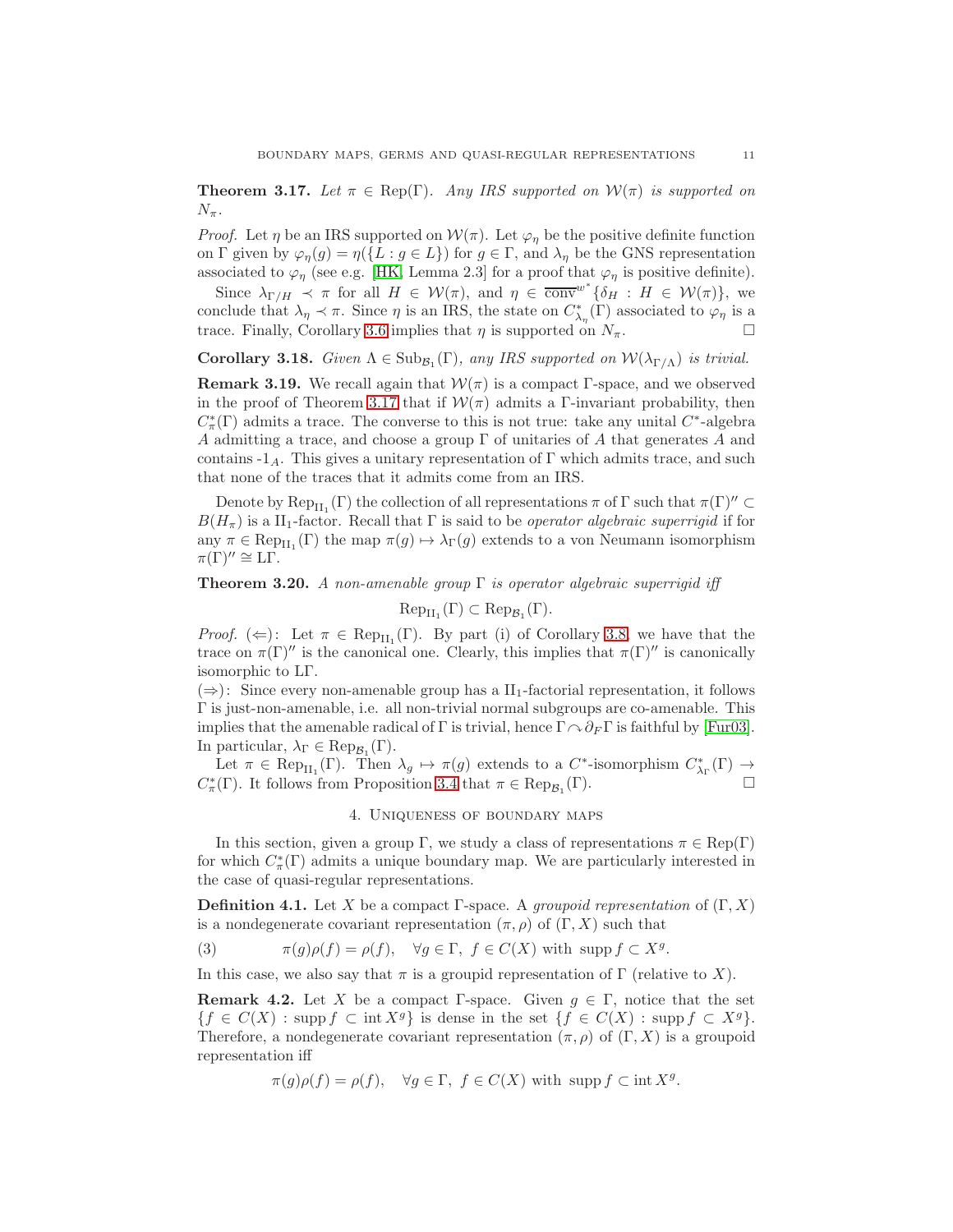**Theorem 3.17.** *Let $\pi \in \mathrm{Rep}(\Gamma)$. Any IRS supported on $\mathcal{W}(\pi)$ is supported on $N_\pi$.*

*Proof.* Let $\eta$ be an IRS supported on $\mathcal{W}(\pi)$. Let $\varphi_\eta$ be the positive definite function on $\Gamma$ given by $\varphi_\eta(g) = \eta(\{L : g \in L\})$ for $g \in \Gamma$, and $\lambda_\eta$ be the GNS representation associated to $\varphi_\eta$ (see e.g. [HK, Lemma 2.3] for a proof that $\varphi_\eta$ is positive definite).

Since $\lambda_{\Gamma/H} \prec \pi$ for all $H \in \mathcal{W}(\pi)$, and $\eta \in \overline{\mathrm{conv}}^{w^*}\{\delta_H : H \in \mathcal{W}(\pi)\}$, we conclude that $\lambda_\eta \prec \pi$. Since $\eta$ is an IRS, the state on $C^*_{\lambda_\eta}(\Gamma)$ associated to $\varphi_\eta$ is a trace. Finally, Corollary 3.6 implies that $\eta$ is supported on $N_\pi$. $\square$

**Corollary 3.18.** *Given $\Lambda \in \mathrm{Sub}_{\mathcal{B}_1}(\Gamma)$, any IRS supported on $\mathcal{W}(\lambda_{\Gamma/\Lambda})$ is trivial.*

**Remark 3.19.** We recall again that $\mathcal{W}(\pi)$ is a compact $\Gamma$-space, and we observed in the proof of Theorem 3.17 that if $\mathcal{W}(\pi)$ admits a $\Gamma$-invariant probability, then $C^*_\pi(\Gamma)$ admits a trace. The converse to this is not true: take any unital $C^*$-algebra $A$ admitting a trace, and choose a group $\Gamma$ of unitaries of $A$ that generates $A$ and contains -$1_A$. This gives a unitary representation of $\Gamma$ which admits trace, and such that none of the traces that it admits come from an IRS.

Denote by $\mathrm{Rep}_{\mathrm{II}_1}(\Gamma)$ the collection of all representations $\pi$ of $\Gamma$ such that $\pi(\Gamma)'' \subset B(H_\pi)$ is a $\mathrm{II}_1$-factor. Recall that $\Gamma$ is said to be *operator algebraic superrigid* if for any $\pi \in \mathrm{Rep}_{\mathrm{II}_1}(\Gamma)$ the map $\pi(g) \mapsto \lambda_\Gamma(g)$ extends to a von Neumann isomorphism $\pi(\Gamma)'' \cong \mathrm{L}\Gamma$.

**Theorem 3.20.** *A non-amenable group $\Gamma$ is operator algebraic superrigid iff*

$$\mathrm{Rep}_{\mathrm{II}_1}(\Gamma) \subset \mathrm{Rep}_{\mathcal{B}_1}(\Gamma).$$

*Proof.* ($\Leftarrow$): Let $\pi \in \mathrm{Rep}_{\mathrm{II}_1}(\Gamma)$. By part (i) of Corollary 3.8, we have that the trace on $\pi(\Gamma)''$ is the canonical one. Clearly, this implies that $\pi(\Gamma)''$ is canonically isomorphic to $\mathrm{L}\Gamma$.
($\Rightarrow$): Since every non-amenable group has a $\mathrm{II}_1$-factorial representation, it follows $\Gamma$ is just-non-amenable, i.e. all non-trivial normal subgroups are co-amenable. This implies that the amenable radical of $\Gamma$ is trivial, hence $\Gamma \curvearrowright \partial_F\Gamma$ is faithful by [Fur03]. In particular, $\lambda_\Gamma \in \mathrm{Rep}_{\mathcal{B}_1}(\Gamma)$.

Let $\pi \in \mathrm{Rep}_{\mathrm{II}_1}(\Gamma)$. Then $\lambda_g \mapsto \pi(g)$ extends to a $C^*$-isomorphism $C^*_{\lambda_\Gamma}(\Gamma) \to C^*_\pi(\Gamma)$. It follows from Proposition 3.4 that $\pi \in \mathrm{Rep}_{\mathcal{B}_1}(\Gamma)$. $\square$

## 4. Uniqueness of boundary maps

In this section, given a group $\Gamma$, we study a class of representations $\pi \in \mathrm{Rep}(\Gamma)$ for which $C^*_\pi(\Gamma)$ admits a unique boundary map. We are particularly interested in the case of quasi-regular representations.

**Definition 4.1.** Let $X$ be a compact $\Gamma$-space. A *groupoid representation* of $(\Gamma, X)$ is a nondegenerate covariant representation $(\pi, \rho)$ of $(\Gamma, X)$ such that

$$\pi(g)\rho(f) = \rho(f), \quad \forall g \in \Gamma,\ f \in C(X) \text{ with } \operatorname{supp} f \subset X^g. \tag{3}$$

In this case, we also say that $\pi$ is a groupid representation of $\Gamma$ (relative to $X$).

**Remark 4.2.** Let $X$ be a compact $\Gamma$-space. Given $g \in \Gamma$, notice that the set $\{f \in C(X) : \operatorname{supp} f \subset \operatorname{int} X^g\}$ is dense in the set $\{f \in C(X) : \operatorname{supp} f \subset X^g\}$. Therefore, a nondegenerate covariant representation $(\pi, \rho)$ of $(\Gamma, X)$ is a groupoid representation iff

$$\pi(g)\rho(f) = \rho(f), \quad \forall g \in \Gamma,\ f \in C(X) \text{ with } \operatorname{supp} f \subset \operatorname{int} X^g.$$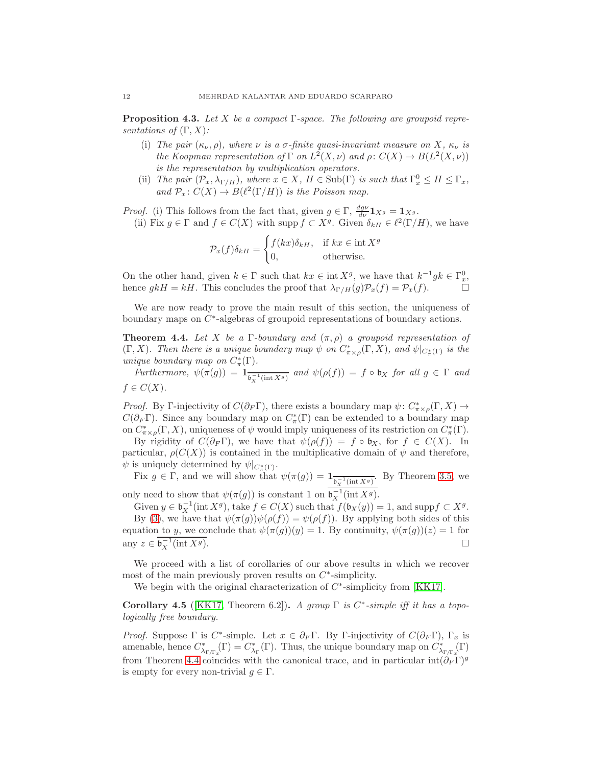**Proposition 4.3.** *Let $X$ be a compact $\Gamma$-space. The following are groupoid representations of $(\Gamma, X)$:*

(i) *The pair $(\kappa_\nu, \rho)$, where $\nu$ is a $\sigma$-finite quasi-invariant measure on $X$, $\kappa_\nu$ is the Koopman representation of $\Gamma$ on $L^2(X,\nu)$ and $\rho\colon C(X) \to B(L^2(X,\nu))$ is the representation by multiplication operators.*

(ii) *The pair $(\mathcal{P}_x, \lambda_{\Gamma/H})$, where $x \in X$, $H \in \mathrm{Sub}(\Gamma)$ is such that $\Gamma_x^0 \le H \le \Gamma_x$, and $\mathcal{P}_x\colon C(X) \to B(\ell^2(\Gamma/H))$ is the Poisson map.*

*Proof.* (i) This follows from the fact that, given $g \in \Gamma$, $\frac{dg\nu}{d\nu}\mathbf{1}_{X^g} = \mathbf{1}_{X^g}$.

(ii) Fix $g \in \Gamma$ and $f \in C(X)$ with $\operatorname{supp} f \subset X^g$. Given $\delta_{kH} \in \ell^2(\Gamma/H)$, we have

$$\mathcal{P}_x(f)\delta_{kH} = \begin{cases} f(kx)\delta_{kH}, & \text{if } kx \in \operatorname{int} X^g \\ 0, & \text{otherwise.} \end{cases}$$

On the other hand, given $k \in \Gamma$ such that $kx \in \operatorname{int} X^g$, we have that $k^{-1}gk \in \Gamma_x^0$, hence $gkH = kH$. This concludes the proof that $\lambda_{\Gamma/H}(g)\mathcal{P}_x(f) = \mathcal{P}_x(f)$. $\square$

We are now ready to prove the main result of this section, the uniqueness of boundary maps on $C^*$-algebras of groupoid representations of boundary actions.

**Theorem 4.4.** *Let $X$ be a $\Gamma$-boundary and $(\pi, \rho)$ a groupoid representation of $(\Gamma, X)$. Then there is a unique boundary map $\psi$ on $C^*_{\pi\times\rho}(\Gamma, X)$, and $\psi|_{C^*_\pi(\Gamma)}$ is the unique boundary map on $C^*_\pi(\Gamma)$.*

*Furthermore, $\psi(\pi(g)) = \mathbf{1}_{\overline{\mathfrak{b}_X^{-1}(\operatorname{int} X^g)}}$ and $\psi(\rho(f)) = f \circ \mathfrak{b}_X$ for all $g \in \Gamma$ and $f \in C(X)$.*

*Proof.* By $\Gamma$-injectivity of $C(\partial_F\Gamma)$, there exists a boundary map $\psi\colon C^*_{\pi\times\rho}(\Gamma, X) \to C(\partial_F\Gamma)$. Since any boundary map on $C^*_\pi(\Gamma)$ can be extended to a boundary map on $C^*_{\pi\times\rho}(\Gamma, X)$, uniqueness of $\psi$ would imply uniqueness of its restriction on $C^*_\pi(\Gamma)$.

By rigidity of $C(\partial_F\Gamma)$, we have that $\psi(\rho(f)) = f \circ \mathfrak{b}_X$, for $f \in C(X)$. In particular, $\rho(C(X))$ is contained in the multiplicative domain of $\psi$ and therefore, $\psi$ is uniquely determined by $\psi|_{C^*_\pi(\Gamma)}$.

Fix $g \in \Gamma$, and we will show that $\psi(\pi(g)) = \mathbf{1}_{\overline{\mathfrak{b}_X^{-1}(\operatorname{int} X^g)}}$. By Theorem 3.5, we only need to show that $\psi(\pi(g))$ is constant 1 on $\overline{\mathfrak{b}_X^{-1}(\operatorname{int} X^g)}$.

Given $y \in \mathfrak{b}_X^{-1}(\operatorname{int} X^g)$, take $f \in C(X)$ such that $f(\mathfrak{b}_X(y)) = 1$, and $\operatorname{supp} f \subset X^g$. By (3), we have that $\psi(\pi(g))\psi(\rho(f)) = \psi(\rho(f))$. By applying both sides of this equation to $y$, we conclude that $\psi(\pi(g))(y) = 1$. By continuity, $\psi(\pi(g))(z) = 1$ for any $z \in \overline{\mathfrak{b}_X^{-1}(\operatorname{int} X^g)}$. $\square$

We proceed with a list of corollaries of our above results in which we recover most of the main previously proven results on $C^*$-simplicity.

We begin with the original characterization of $C^*$-simplicity from [KK17].

**Corollary 4.5** ([KK17, Theorem 6.2])**.** *A group $\Gamma$ is $C^*$-simple iff it has a topologically free boundary.*

*Proof.* Suppose $\Gamma$ is $C^*$-simple. Let $x \in \partial_F\Gamma$. By $\Gamma$-injectivity of $C(\partial_F\Gamma)$, $\Gamma_x$ is amenable, hence $C^*_{\lambda_{\Gamma/\Gamma_x}}(\Gamma) = C^*_{\lambda_\Gamma}(\Gamma)$. Thus, the unique boundary map on $C^*_{\lambda_{\Gamma/\Gamma_x}}(\Gamma)$ from Theorem 4.4 coincides with the canonical trace, and in particular $\operatorname{int}(\partial_F\Gamma)^g$ is empty for every non-trivial $g \in \Gamma$.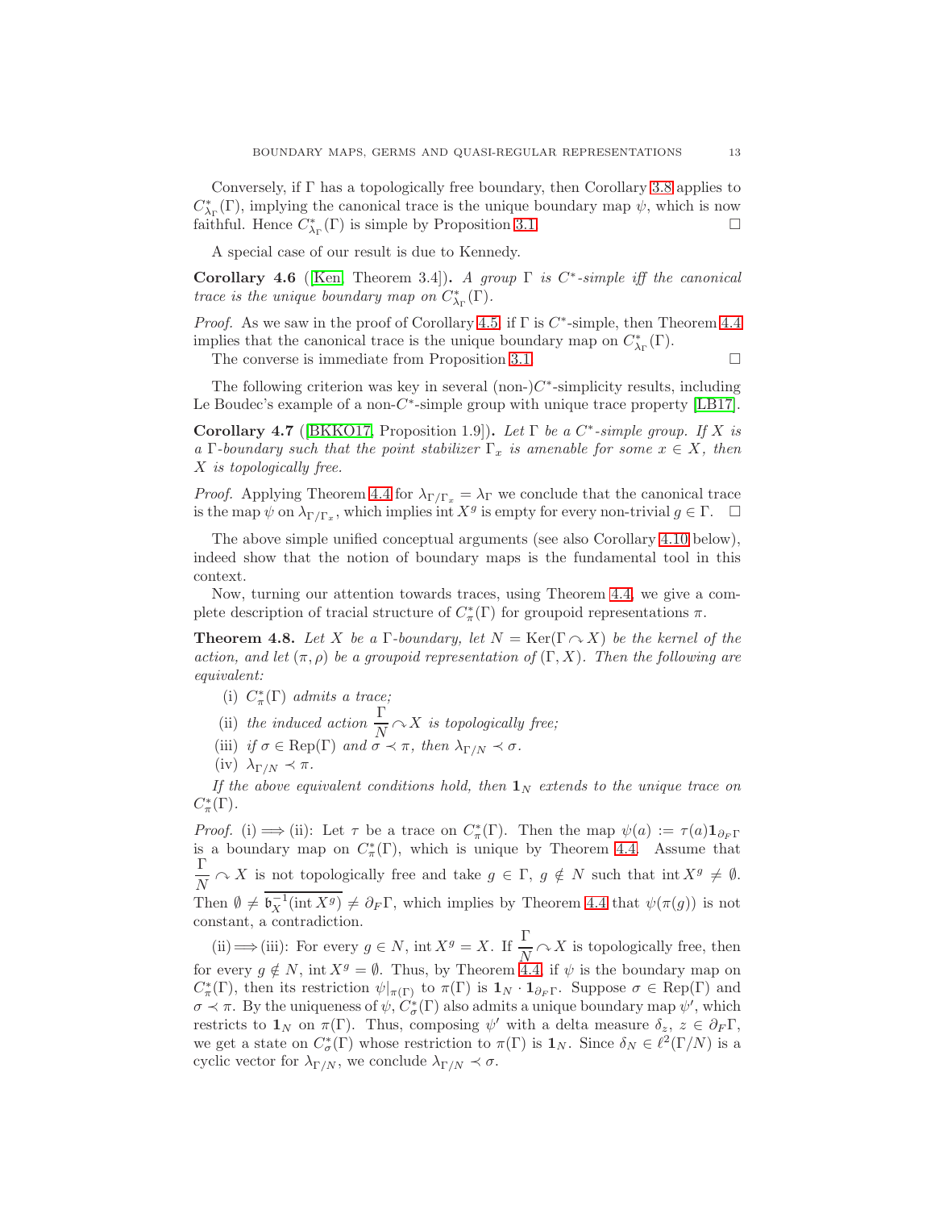Conversely, if $\Gamma$ has a topologically free boundary, then Corollary 3.8 applies to $C^*_{\lambda_\Gamma}(\Gamma)$, implying the canonical trace is the unique boundary map $\psi$, which is now faithful. Hence $C^*_{\lambda_\Gamma}(\Gamma)$ is simple by Proposition 3.1. $\square$

A special case of our result is due to Kennedy.

**Corollary 4.6** ([Ken, Theorem 3.4])**.** *A group $\Gamma$ is $C^*$-simple iff the canonical trace is the unique boundary map on $C^*_{\lambda_\Gamma}(\Gamma)$.*

*Proof.* As we saw in the proof of Corollary 4.5, if $\Gamma$ is $C^*$-simple, then Theorem 4.4 implies that the canonical trace is the unique boundary map on $C^*_{\lambda_\Gamma}(\Gamma)$.

The converse is immediate from Proposition 3.1. $\square$

The following criterion was key in several (non-)$C^*$-simplicity results, including Le Boudec's example of a non-$C^*$-simple group with unique trace property [LB17].

**Corollary 4.7** ([BKKO17, Proposition 1.9])**.** *Let $\Gamma$ be a $C^*$-simple group. If $X$ is a $\Gamma$-boundary such that the point stabilizer $\Gamma_x$ is amenable for some $x \in X$, then $X$ is topologically free.*

*Proof.* Applying Theorem 4.4 for $\lambda_{\Gamma/\Gamma_x} = \lambda_\Gamma$ we conclude that the canonical trace is the map $\psi$ on $\lambda_{\Gamma/\Gamma_x}$, which implies $\operatorname{int} X^g$ is empty for every non-trivial $g \in \Gamma$. $\square$

The above simple unified conceptual arguments (see also Corollary 4.10 below), indeed show that the notion of boundary maps is the fundamental tool in this context.

Now, turning our attention towards traces, using Theorem 4.4, we give a complete description of tracial structure of $C^*_\pi(\Gamma)$ for groupoid representations $\pi$.

**Theorem 4.8.** *Let $X$ be a $\Gamma$-boundary, let $N = \operatorname{Ker}(\Gamma \curvearrowright X)$ be the kernel of the action, and let $(\pi, \rho)$ be a groupoid representation of $(\Gamma, X)$. Then the following are equivalent:*

- (i) *$C^*_\pi(\Gamma)$ admits a trace;*
- (ii) *the induced action $\frac{\Gamma}{N} \curvearrowright X$ is topologically free;*
- (iii) *if $\sigma \in \operatorname{Rep}(\Gamma)$ and $\sigma \prec \pi$, then $\lambda_{\Gamma/N} \prec \sigma$.*
- (iv) *$\lambda_{\Gamma/N} \prec \pi$.*

*If the above equivalent conditions hold, then $\mathbf{1}_N$ extends to the unique trace on $C^*_\pi(\Gamma)$.*

*Proof.* (i) $\Longrightarrow$ (ii): Let $\tau$ be a trace on $C^*_\pi(\Gamma)$. Then the map $\psi(a) := \tau(a)\mathbf{1}_{\partial_F\Gamma}$ is a boundary map on $C^*_\pi(\Gamma)$, which is unique by Theorem 4.4. Assume that $\frac{\Gamma}{N} \curvearrowright X$ is not topologically free and take $g \in \Gamma$, $g \notin N$ such that $\operatorname{int} X^g \neq \emptyset$. Then $\emptyset \neq \overline{\mathfrak{b}_X^{-1}(\operatorname{int} X^g)} \neq \partial_F\Gamma$, which implies by Theorem 4.4 that $\psi(\pi(g))$ is not constant, a contradiction.

(ii) $\Longrightarrow$ (iii): For every $g \in N$, $\operatorname{int} X^g = X$. If $\frac{\Gamma}{N} \curvearrowright X$ is topologically free, then for every $g \notin N$, $\operatorname{int} X^g = \emptyset$. Thus, by Theorem 4.4, if $\psi$ is the boundary map on $C^*_\pi(\Gamma)$, then its restriction $\psi|_{\pi(\Gamma)}$ to $\pi(\Gamma)$ is $\mathbf{1}_N \cdot \mathbf{1}_{\partial_F\Gamma}$. Suppose $\sigma \in \operatorname{Rep}(\Gamma)$ and $\sigma \prec \pi$. By the uniqueness of $\psi$, $C^*_\sigma(\Gamma)$ also admits a unique boundary map $\psi'$, which restricts to $\mathbf{1}_N$ on $\pi(\Gamma)$. Thus, composing $\psi'$ with a delta measure $\delta_z$, $z \in \partial_F\Gamma$, we get a state on $C^*_\sigma(\Gamma)$ whose restriction to $\pi(\Gamma)$ is $\mathbf{1}_N$. Since $\delta_N \in \ell^2(\Gamma/N)$ is a cyclic vector for $\lambda_{\Gamma/N}$, we conclude $\lambda_{\Gamma/N} \prec \sigma$.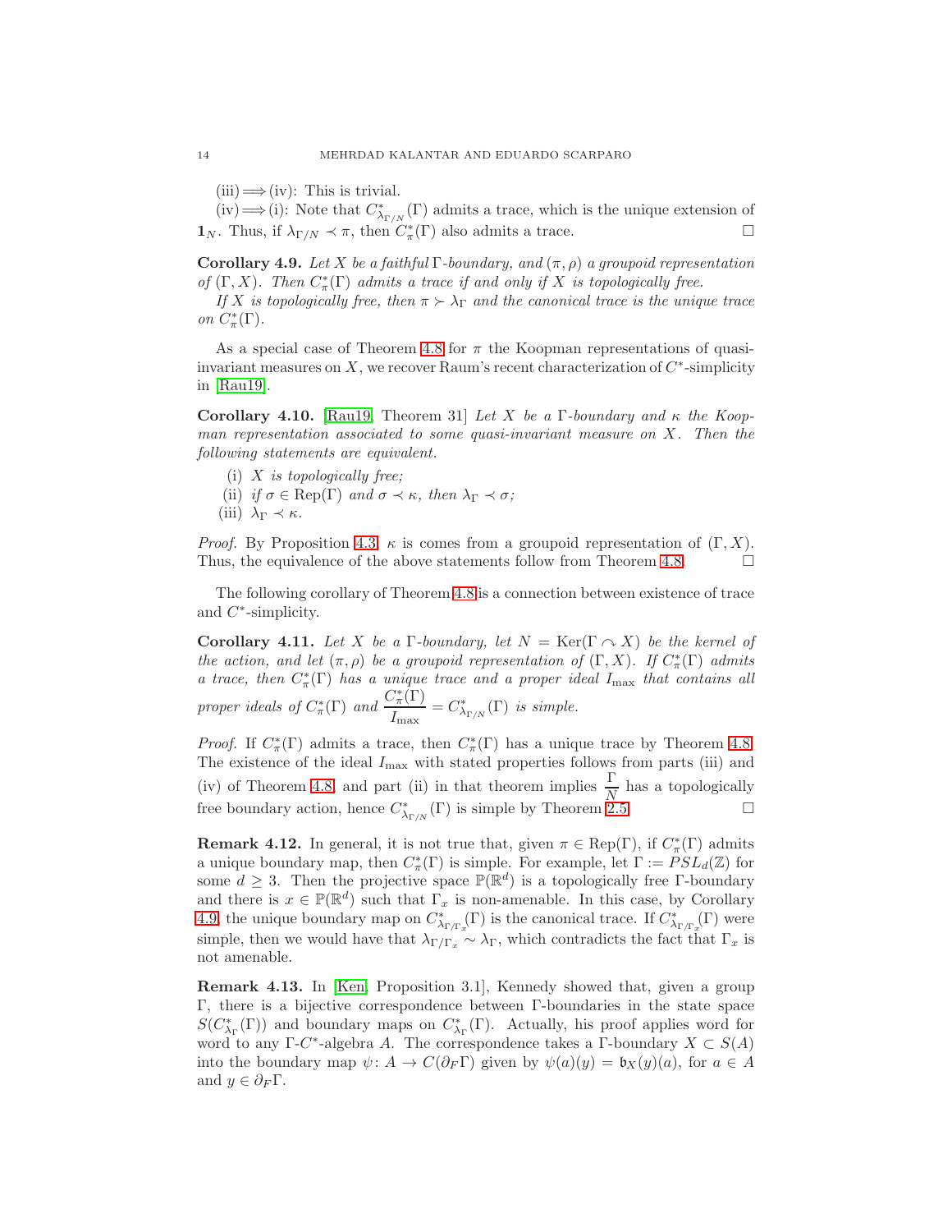(iii) $\Longrightarrow$ (iv): This is trivial.

(iv) $\Longrightarrow$ (i): Note that $C^*_{\lambda_{\Gamma/N}}(\Gamma)$ admits a trace, which is the unique extension of $\mathbf{1}_N$. Thus, if $\lambda_{\Gamma/N} \prec \pi$, then $C^*_\pi(\Gamma)$ also admits a trace. $\square$

**Corollary 4.9.** *Let $X$ be a faithful $\Gamma$-boundary, and $(\pi, \rho)$ a groupoid representation of $(\Gamma, X)$. Then $C^*_\pi(\Gamma)$ admits a trace if and only if $X$ is topologically free.*

*If $X$ is topologically free, then $\pi \succ \lambda_\Gamma$ and the canonical trace is the unique trace on $C^*_\pi(\Gamma)$.*

As a special case of Theorem 4.8 for $\pi$ the Koopman representations of quasi-invariant measures on $X$, we recover Raum's recent characterization of $C^*$-simplicity in [Rau19].

**Corollary 4.10.** [Rau19, Theorem 31] *Let $X$ be a $\Gamma$-boundary and $\kappa$ the Koopman representation associated to some quasi-invariant measure on $X$. Then the following statements are equivalent.*

(i) *$X$ is topologically free;*
(ii) *if $\sigma \in \mathrm{Rep}(\Gamma)$ and $\sigma \prec \kappa$, then $\lambda_\Gamma \prec \sigma$;*
(iii) *$\lambda_\Gamma \prec \kappa$.*

*Proof.* By Proposition 4.3, $\kappa$ is comes from a groupoid representation of $(\Gamma, X)$. Thus, the equivalence of the above statements follow from Theorem 4.8. $\square$

The following corollary of Theorem 4.8 is a connection between existence of trace and $C^*$-simplicity.

**Corollary 4.11.** *Let $X$ be a $\Gamma$-boundary, let $N = \mathrm{Ker}(\Gamma \curvearrowright X)$ be the kernel of the action, and let $(\pi, \rho)$ be a groupoid representation of $(\Gamma, X)$. If $C^*_\pi(\Gamma)$ admits a trace, then $C^*_\pi(\Gamma)$ has a unique trace and a proper ideal $I_{\max}$ that contains all proper ideals of $C^*_\pi(\Gamma)$ and $\dfrac{C^*_\pi(\Gamma)}{I_{\max}} = C^*_{\lambda_{\Gamma/N}}(\Gamma)$ is simple.*

*Proof.* If $C^*_\pi(\Gamma)$ admits a trace, then $C^*_\pi(\Gamma)$ has a unique trace by Theorem 4.8. The existence of the ideal $I_{\max}$ with stated properties follows from parts (iii) and (iv) of Theorem 4.8, and part (ii) in that theorem implies $\dfrac{\Gamma}{N}$ has a topologically free boundary action, hence $C^*_{\lambda_{\Gamma/N}}(\Gamma)$ is simple by Theorem 2.5. $\square$

**Remark 4.12.** In general, it is not true that, given $\pi \in \mathrm{Rep}(\Gamma)$, if $C^*_\pi(\Gamma)$ admits a unique boundary map, then $C^*_\pi(\Gamma)$ is simple. For example, let $\Gamma := PSL_d(\mathbb{Z})$ for some $d \geq 3$. Then the projective space $\mathbb{P}(\mathbb{R}^d)$ is a topologically free $\Gamma$-boundary and there is $x \in \mathbb{P}(\mathbb{R}^d)$ such that $\Gamma_x$ is non-amenable. In this case, by Corollary 4.9, the unique boundary map on $C^*_{\lambda_{\Gamma/\Gamma_x}}(\Gamma)$ is the canonical trace. If $C^*_{\lambda_{\Gamma/\Gamma_x}}(\Gamma)$ were simple, then we would have that $\lambda_{\Gamma/\Gamma_x} \sim \lambda_\Gamma$, which contradicts the fact that $\Gamma_x$ is not amenable.

**Remark 4.13.** In [Ken, Proposition 3.1], Kennedy showed that, given a group $\Gamma$, there is a bijective correspondence between $\Gamma$-boundaries in the state space $S(C^*_{\lambda_\Gamma}(\Gamma))$ and boundary maps on $C^*_{\lambda_\Gamma}(\Gamma)$. Actually, his proof applies word for word to any $\Gamma$-$C^*$-algebra $A$. The correspondence takes a $\Gamma$-boundary $X \subset S(A)$ into the boundary map $\psi\colon A \to C(\partial_F\Gamma)$ given by $\psi(a)(y) = \mathfrak{b}_X(y)(a)$, for $a \in A$ and $y \in \partial_F\Gamma$.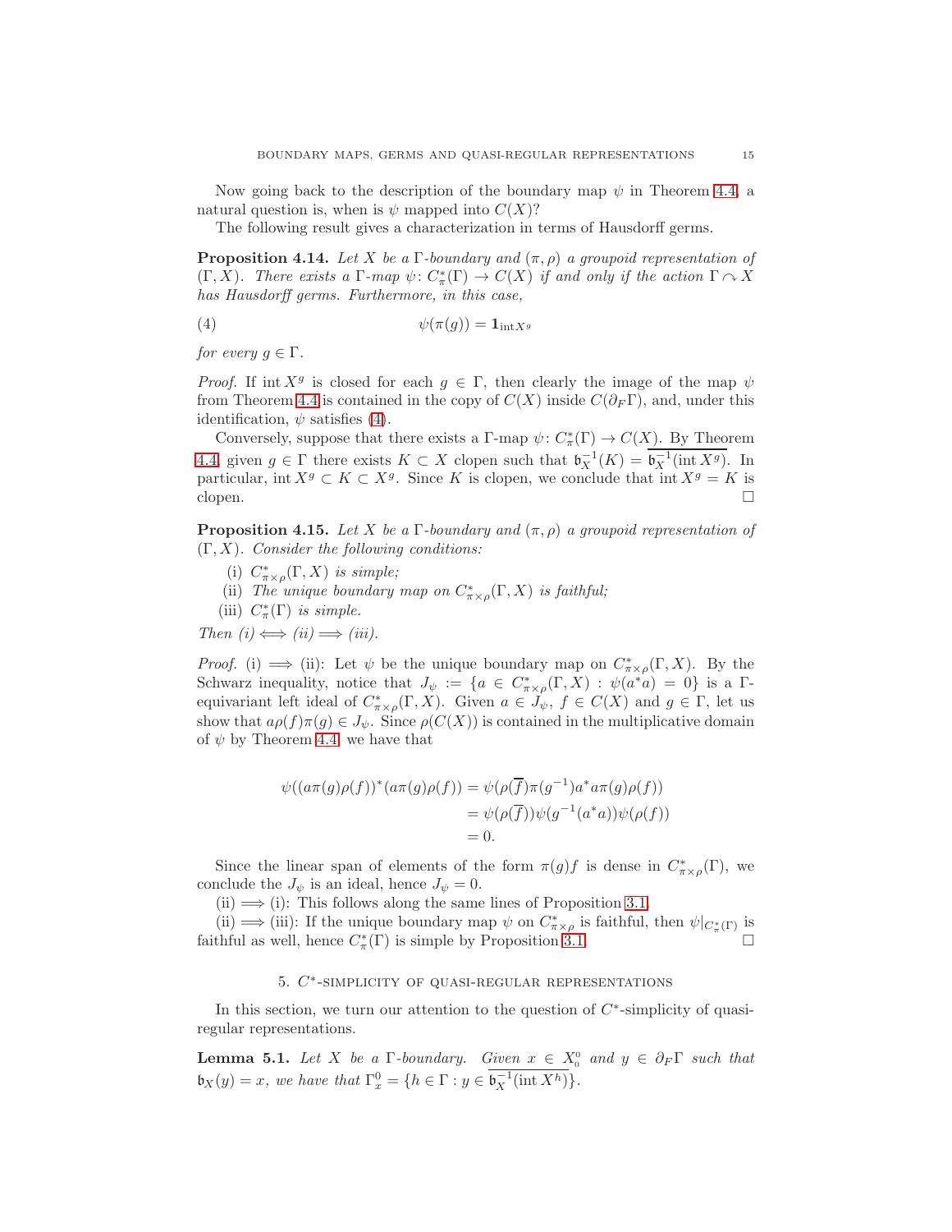Now going back to the description of the boundary map $\psi$ in Theorem 4.4, a natural question is, when is $\psi$ mapped into $C(X)$?

The following result gives a characterization in terms of Hausdorff germs.

**Proposition 4.14.** *Let $X$ be a $\Gamma$-boundary and $(\pi, \rho)$ a groupoid representation of $(\Gamma, X)$. There exists a $\Gamma$-map $\psi\colon C^*_\pi(\Gamma) \to C(X)$ if and only if the action $\Gamma \curvearrowright X$ has Hausdorff germs. Furthermore, in this case,*

$$\psi(\pi(g)) = \mathbf{1}_{\operatorname{int} X^g} \tag{4}$$

*for every $g \in \Gamma$.*

*Proof.* If $\operatorname{int} X^g$ is closed for each $g \in \Gamma$, then clearly the image of the map $\psi$ from Theorem 4.4 is contained in the copy of $C(X)$ inside $C(\partial_F \Gamma)$, and, under this identification, $\psi$ satisfies (4).

Conversely, suppose that there exists a $\Gamma$-map $\psi\colon C^*_\pi(\Gamma) \to C(X)$. By Theorem 4.4, given $g \in \Gamma$ there exists $K \subset X$ clopen such that $\mathfrak{b}_X^{-1}(K) = \overline{\mathfrak{b}_X^{-1}(\operatorname{int} X^g)}$. In particular, $\operatorname{int} X^g \subset K \subset X^g$. Since $K$ is clopen, we conclude that $\operatorname{int} X^g = K$ is clopen. $\square$

**Proposition 4.15.** *Let $X$ be a $\Gamma$-boundary and $(\pi, \rho)$ a groupoid representation of $(\Gamma, X)$. Consider the following conditions:*

(i) *$C^*_{\pi\times\rho}(\Gamma, X)$ is simple;*
(ii) *The unique boundary map on $C^*_{\pi\times\rho}(\Gamma, X)$ is faithful;*
(iii) *$C^*_\pi(\Gamma)$ is simple.*

*Then (i) $\iff$ (ii) $\implies$ (iii).*

*Proof.* (i) $\implies$ (ii): Let $\psi$ be the unique boundary map on $C^*_{\pi\times\rho}(\Gamma, X)$. By the Schwarz inequality, notice that $J_\psi := \{a \in C^*_{\pi\times\rho}(\Gamma, X) : \psi(a^*a) = 0\}$ is a $\Gamma$-equivariant left ideal of $C^*_{\pi\times\rho}(\Gamma, X)$. Given $a \in J_\psi$, $f \in C(X)$ and $g \in \Gamma$, let us show that $a\rho(f)\pi(g) \in J_\psi$. Since $\rho(C(X))$ is contained in the multiplicative domain of $\psi$ by Theorem 4.4, we have that

$$\begin{aligned}
\psi((a\pi(g)\rho(f))^*(a\pi(g)\rho(f)) &= \psi(\rho(\overline{f})\pi(g^{-1})a^*a\pi(g)\rho(f)) \\
&= \psi(\rho(\overline{f}))\psi(g^{-1}(a^*a))\psi(\rho(f)) \\
&= 0.
\end{aligned}$$

Since the linear span of elements of the form $\pi(g)f$ is dense in $C^*_{\pi\times\rho}(\Gamma)$, we conclude the $J_\psi$ is an ideal, hence $J_\psi = 0$.

(ii) $\implies$ (i): This follows along the same lines of Proposition 3.1.

(ii) $\implies$ (iii): If the unique boundary map $\psi$ on $C^*_{\pi\times\rho}$ is faithful, then $\psi|_{C^*_\pi(\Gamma)}$ is faithful as well, hence $C^*_\pi(\Gamma)$ is simple by Proposition 3.1. $\square$

## 5. $C^*$-simplicity of quasi-regular representations

In this section, we turn our attention to the question of $C^*$-simplicity of quasi-regular representations.

**Lemma 5.1.** *Let $X$ be a $\Gamma$-boundary. Given $x \in X_0^0$ and $y \in \partial_F \Gamma$ such that $\mathfrak{b}_X(y) = x$, we have that $\Gamma_x^0 = \{h \in \Gamma : y \in \overline{\mathfrak{b}_X^{-1}(\operatorname{int} X^h)}\}$.*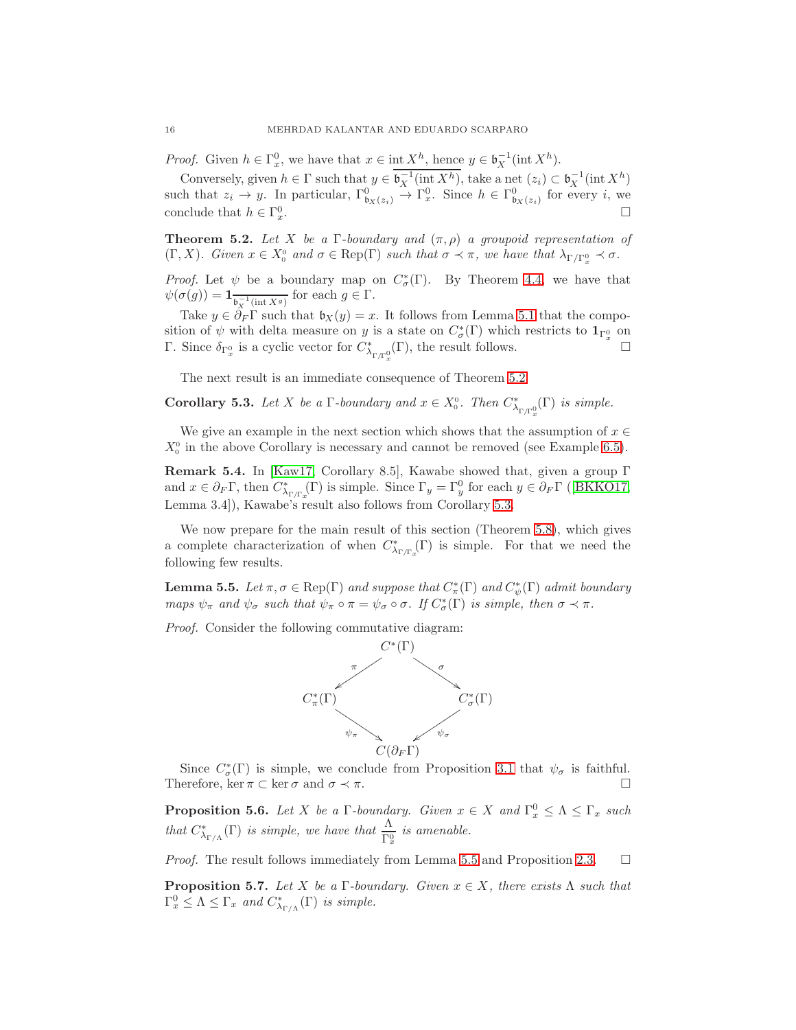*Proof.* Given $h \in \Gamma_x^0$, we have that $x \in \operatorname{int} X^h$, hence $y \in \mathfrak{b}_X^{-1}(\operatorname{int} X^h)$.

Conversely, given $h \in \Gamma$ such that $y \in \overline{\mathfrak{b}_X^{-1}(\operatorname{int} X^h)}$, take a net $(z_i) \subset \mathfrak{b}_X^{-1}(\operatorname{int} X^h)$ such that $z_i \to y$. In particular, $\Gamma^0_{\mathfrak{b}_X(z_i)} \to \Gamma_x^0$. Since $h \in \Gamma^0_{\mathfrak{b}_X(z_i)}$ for every $i$, we conclude that $h \in \Gamma_x^0$. □

**Theorem 5.2.** *Let $X$ be a $\Gamma$-boundary and $(\pi, \rho)$ a groupoid representation of $(\Gamma, X)$. Given $x \in X_0^0$ and $\sigma \in \operatorname{Rep}(\Gamma)$ such that $\sigma \prec \pi$, we have that $\lambda_{\Gamma/\Gamma_x^0} \prec \sigma$.*

*Proof.* Let $\psi$ be a boundary map on $C^*_\sigma(\Gamma)$. By Theorem 4.4, we have that $\psi(\sigma(g)) = \mathbf{1}_{\overline{\mathfrak{b}_X^{-1}(\operatorname{int} X^g)}}$ for each $g \in \Gamma$.

Take $y \in \partial_F\Gamma$ such that $\mathfrak{b}_X(y) = x$. It follows from Lemma 5.1 that the composition of $\psi$ with delta measure on $y$ is a state on $C^*_\sigma(\Gamma)$ which restricts to $\mathbf{1}_{\Gamma_x^0}$ on $\Gamma$. Since $\delta_{\Gamma_x^0}$ is a cyclic vector for $C^*_{\lambda_{\Gamma/\Gamma_x^0}}(\Gamma)$, the result follows. □

The next result is an immediate consequence of Theorem 5.2.

**Corollary 5.3.** *Let $X$ be a $\Gamma$-boundary and $x \in X_0^0$. Then $C^*_{\lambda_{\Gamma/\Gamma_x^0}}(\Gamma)$ is simple.*

We give an example in the next section which shows that the assumption of $x \in X_0^0$ in the above Corollary is necessary and cannot be removed (see Example 6.5).

**Remark 5.4.** In [Kaw17, Corollary 8.5], Kawabe showed that, given a group $\Gamma$ and $x \in \partial_F\Gamma$, then $C^*_{\lambda_{\Gamma/\Gamma_x}}(\Gamma)$ is simple. Since $\Gamma_y = \Gamma_y^0$ for each $y \in \partial_F\Gamma$ ([BKKO17, Lemma 3.4]), Kawabe's result also follows from Corollary 5.3.

We now prepare for the main result of this section (Theorem 5.8), which gives a complete characterization of when $C^*_{\lambda_{\Gamma/\Gamma_x}}(\Gamma)$ is simple. For that we need the following few results.

**Lemma 5.5.** *Let $\pi, \sigma \in \operatorname{Rep}(\Gamma)$ and suppose that $C^*_\pi(\Gamma)$ and $C^*_\psi(\Gamma)$ admit boundary maps $\psi_\pi$ and $\psi_\sigma$ such that $\psi_\pi \circ \pi = \psi_\sigma \circ \sigma$. If $C^*_\sigma(\Gamma)$ is simple, then $\sigma \prec \pi$.*

*Proof.* Consider the following commutative diagram:

$$\begin{array}{ccccc} & & C^*(\Gamma) & & \\ & \swarrow^{\pi} & & \searrow^{\sigma} & \\ C^*_\pi(\Gamma) & & & & C^*_\sigma(\Gamma) \\ & \searrow_{\psi_\pi} & & \swarrow_{\psi_\sigma} & \\ & & C(\partial_F\Gamma) & & \end{array}$$

Since $C^*_\sigma(\Gamma)$ is simple, we conclude from Proposition 3.1 that $\psi_\sigma$ is faithful. Therefore, $\ker \pi \subset \ker \sigma$ and $\sigma \prec \pi$. □

**Proposition 5.6.** *Let $X$ be a $\Gamma$-boundary. Given $x \in X$ and $\Gamma_x^0 \le \Lambda \le \Gamma_x$ such that $C^*_{\lambda_{\Gamma/\Lambda}}(\Gamma)$ is simple, we have that $\dfrac{\Lambda}{\Gamma_x^0}$ is amenable.*

*Proof.* The result follows immediately from Lemma 5.5 and Proposition 2.3. □

**Proposition 5.7.** *Let $X$ be a $\Gamma$-boundary. Given $x \in X$, there exists $\Lambda$ such that $\Gamma_x^0 \le \Lambda \le \Gamma_x$ and $C^*_{\lambda_{\Gamma/\Lambda}}(\Gamma)$ is simple.*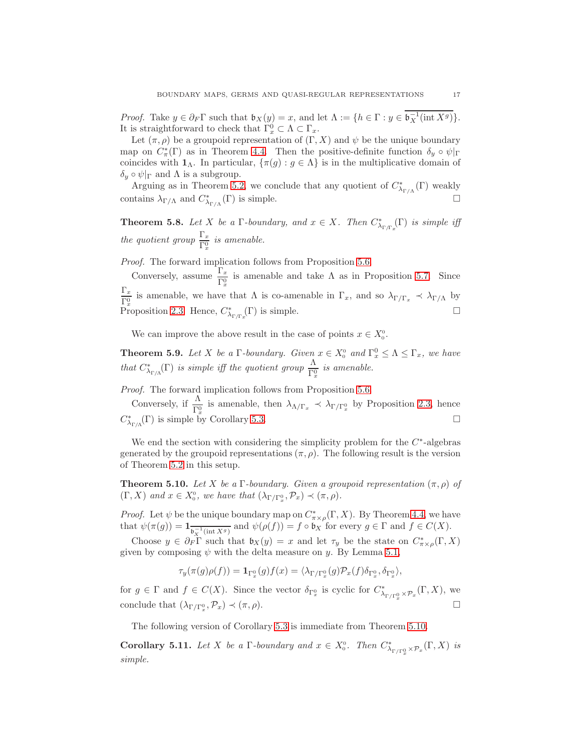*Proof.* Take $y \in \partial_F\Gamma$ such that $\mathfrak{b}_X(y) = x$, and let $\Lambda := \{h \in \Gamma : y \in \overline{\mathfrak{b}_X^{-1}(\mathrm{int}\, X^g)}\}$. It is straightforward to check that $\Gamma_x^0 \subset \Lambda \subset \Gamma_x$.

Let $(\pi, \rho)$ be a groupoid representation of $(\Gamma, X)$ and $\psi$ be the unique boundary map on $C^*_\pi(\Gamma)$ as in Theorem 4.4. Then the positive-definite function $\delta_y \circ \psi|_\Gamma$ coincides with $\mathbf{1}_\Lambda$. In particular, $\{\pi(g) : g \in \Lambda\}$ is in the multiplicative domain of $\delta_y \circ \psi|_\Gamma$ and $\Lambda$ is a subgroup.

Arguing as in Theorem 5.2, we conclude that any quotient of $C^*_{\lambda_{\Gamma/\Lambda}}(\Gamma)$ weakly contains $\lambda_{\Gamma/\Lambda}$ and $C^*_{\lambda_{\Gamma/\Lambda}}(\Gamma)$ is simple. $\square$

**Theorem 5.8.** *Let $X$ be a $\Gamma$-boundary, and $x \in X$. Then $C^*_{\lambda_{\Gamma/\Gamma_x}}(\Gamma)$ is simple iff the quotient group $\dfrac{\Gamma_x}{\Gamma_x^0}$ is amenable.*

*Proof.* The forward implication follows from Proposition 5.6.

Conversely, assume $\dfrac{\Gamma_x}{\Gamma_x^0}$ is amenable and take $\Lambda$ as in Proposition 5.7. Since $\dfrac{\Gamma_x}{\Gamma_x^0}$ is amenable, we have that $\Lambda$ is co-amenable in $\Gamma_x$, and so $\lambda_{\Gamma/\Gamma_x} \prec \lambda_{\Gamma/\Lambda}$ by Proposition 2.3. Hence, $C^*_{\lambda_{\Gamma/\Gamma_x}}(\Gamma)$ is simple. $\square$

We can improve the above result in the case of points $x \in X_0^0$.

**Theorem 5.9.** *Let $X$ be a $\Gamma$-boundary. Given $x \in X_0^0$ and $\Gamma_x^0 \leq \Lambda \leq \Gamma_x$, we have that $C^*_{\lambda_{\Gamma/\Lambda}}(\Gamma)$ is simple iff the quotient group $\dfrac{\Lambda}{\Gamma_x^0}$ is amenable.*

*Proof.* The forward implication follows from Proposition 5.6.

Conversely, if $\dfrac{\Lambda}{\Gamma_x^0}$ is amenable, then $\lambda_{\Lambda/\Gamma_x} \prec \lambda_{\Gamma/\Gamma_x^0}$ by Proposition 2.3, hence $C^*_{\lambda_{\Gamma/\Lambda}}(\Gamma)$ is simple by Corollary 5.3. $\square$

We end the section with considering the simplicity problem for the $C^*$-algebras generated by the groupoid representations $(\pi, \rho)$. The following result is the version of Theorem 5.2 in this setup.

**Theorem 5.10.** *Let $X$ be a $\Gamma$-boundary. Given a groupoid representation $(\pi, \rho)$ of $(\Gamma, X)$ and $x \in X_0^0$, we have that $(\lambda_{\Gamma/\Gamma_x^0}, \mathcal{P}_x) \prec (\pi, \rho)$.*

*Proof.* Let $\psi$ be the unique boundary map on $C^*_{\pi\times\rho}(\Gamma, X)$. By Theorem 4.4, we have that $\psi(\pi(g)) = \mathbf{1}_{\overline{\mathfrak{b}_X^{-1}(\mathrm{int}\, X^g)}}$ and $\psi(\rho(f)) = f \circ \mathfrak{b}_X$ for every $g \in \Gamma$ and $f \in C(X)$.

Choose $y \in \partial_F\Gamma$ such that $\mathfrak{b}_X(y) = x$ and let $\tau_y$ be the state on $C^*_{\pi\times\rho}(\Gamma, X)$ given by composing $\psi$ with the delta measure on $y$. By Lemma 5.1,

$$\tau_y(\pi(g)\rho(f)) = \mathbf{1}_{\Gamma_x^0}(g) f(x) = \langle \lambda_{\Gamma/\Gamma_x^0}(g)\mathcal{P}_x(f)\delta_{\Gamma_x^0}, \delta_{\Gamma_x^0}\rangle,$$

for $g \in \Gamma$ and $f \in C(X)$. Since the vector $\delta_{\Gamma_x^0}$ is cyclic for $C^*_{\lambda_{\Gamma/\Gamma_x^0}\times\mathcal{P}_x}(\Gamma, X)$, we conclude that $(\lambda_{\Gamma/\Gamma_x^0}, \mathcal{P}_x) \prec (\pi, \rho)$. $\square$

The following version of Corollary 5.3 is immediate from Theorem 5.10.

**Corollary 5.11.** *Let $X$ be a $\Gamma$-boundary and $x \in X_0^0$. Then $C^*_{\lambda_{\Gamma/\Gamma_x^0}\times\mathcal{P}_x}(\Gamma, X)$ is simple.*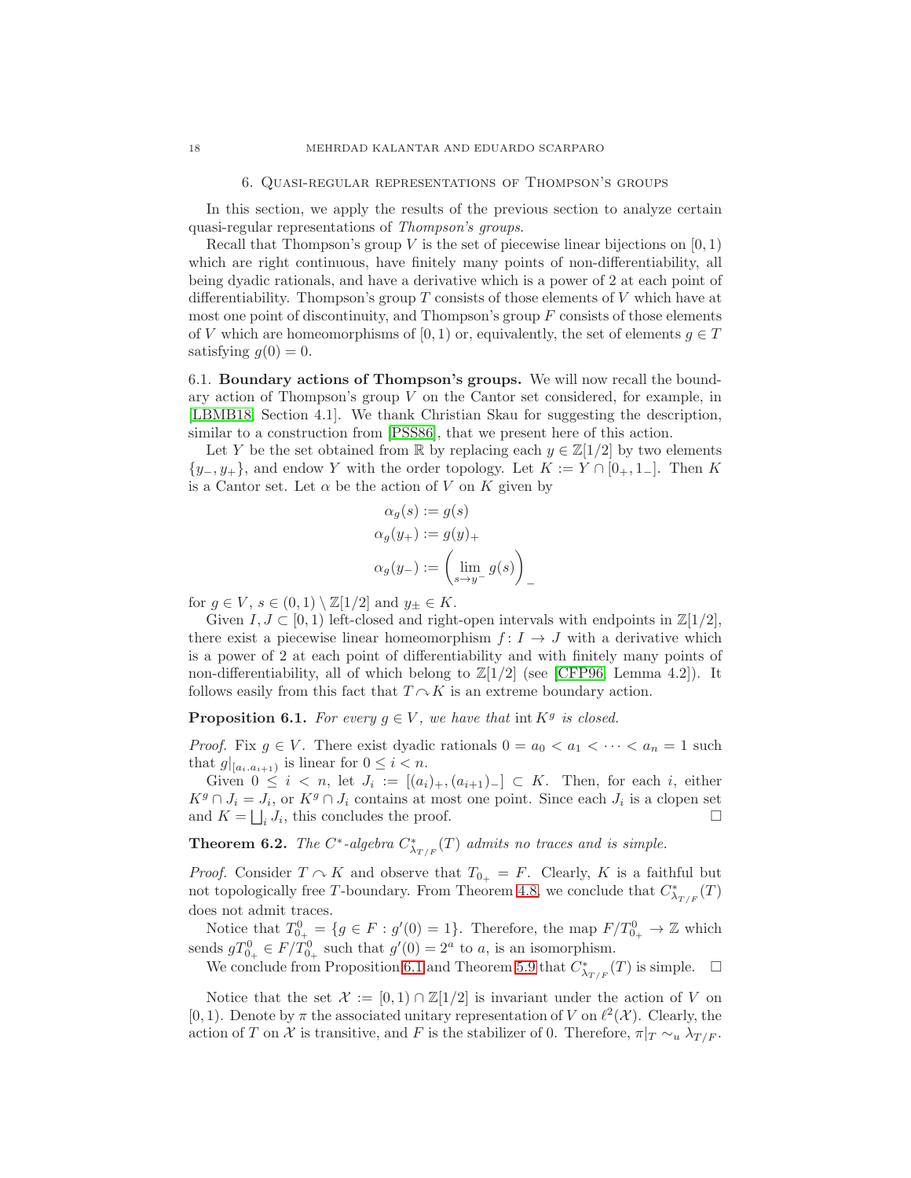## 6. Quasi-regular representations of Thompson's groups

In this section, we apply the results of the previous section to analyze certain quasi-regular representations of *Thompson's groups*.

Recall that Thompson's group $V$ is the set of piecewise linear bijections on $[0, 1)$ which are right continuous, have finitely many points of non-differentiability, all being dyadic rationals, and have a derivative which is a power of 2 at each point of differentiability. Thompson's group $T$ consists of those elements of $V$ which have at most one point of discontinuity, and Thompson's group $F$ consists of those elements of $V$ which are homeomorphisms of $[0, 1)$ or, equivalently, the set of elements $g \in T$ satisfying $g(0) = 0$.

6.1. **Boundary actions of Thompson's groups.** We will now recall the boundary action of Thompson's group $V$ on the Cantor set considered, for example, in [LBMB18, Section 4.1]. We thank Christian Skau for suggesting the description, similar to a construction from [PSS86], that we present here of this action.

Let $Y$ be the set obtained from $\mathbb{R}$ by replacing each $y \in \mathbb{Z}[1/2]$ by two elements $\{y_-, y_+\}$, and endow $Y$ with the order topology. Let $K := Y \cap [0_+, 1_-]$. Then $K$ is a Cantor set. Let $\alpha$ be the action of $V$ on $K$ given by

$$
\begin{aligned}
\alpha_g(s) &:= g(s) \\
\alpha_g(y_+) &:= g(y)_+ \\
\alpha_g(y_-) &:= \left(\lim_{s \to y^-} g(s)\right)_-
\end{aligned}
$$

for $g \in V$, $s \in (0, 1) \setminus \mathbb{Z}[1/2]$ and $y_\pm \in K$.

Given $I, J \subset [0, 1)$ left-closed and right-open intervals with endpoints in $\mathbb{Z}[1/2]$, there exist a piecewise linear homeomorphism $f : I \to J$ with a derivative which is a power of 2 at each point of differentiability and with finitely many points of non-differentiability, all of which belong to $\mathbb{Z}[1/2]$ (see [CFP96, Lemma 4.2]). It follows easily from this fact that $T \curvearrowright K$ is an extreme boundary action.

**Proposition 6.1.** *For every $g \in V$, we have that $\operatorname{int} K^g$ is closed.*

*Proof.* Fix $g \in V$. There exist dyadic rationals $0 = a_0 < a_1 < \cdots < a_n = 1$ such that $g|_{[a_i, a_{i+1})}$ is linear for $0 \le i < n$.

Given $0 \le i < n$, let $J_i := [(a_i)_+, (a_{i+1})_-] \subset K$. Then, for each $i$, either $K^g \cap J_i = J_i$, or $K^g \cap J_i$ contains at most one point. Since each $J_i$ is a clopen set and $K = \bigsqcup_i J_i$, this concludes the proof. $\square$

**Theorem 6.2.** *The $C^*$-algebra $C^*_{\lambda_{T/F}}(T)$ admits no traces and is simple.*

*Proof.* Consider $T \curvearrowright K$ and observe that $T_{0_+} = F$. Clearly, $K$ is a faithful but not topologically free $T$-boundary. From Theorem 4.8, we conclude that $C^*_{\lambda_{T/F}}(T)$ does not admit traces.

Notice that $T^0_{0_+} = \{g \in F : g'(0) = 1\}$. Therefore, the map $F/T^0_{0_+} \to \mathbb{Z}$ which sends $gT^0_{0_+} \in F/T^0_{0_+}$ such that $g'(0) = 2^a$ to $a$, is an isomorphism.

We conclude from Proposition 6.1 and Theorem 5.9 that $C^*_{\lambda_{T/F}}(T)$ is simple. $\square$

Notice that the set $\mathcal{X} := [0, 1) \cap \mathbb{Z}[1/2]$ is invariant under the action of $V$ on $[0, 1)$. Denote by $\pi$ the associated unitary representation of $V$ on $\ell^2(\mathcal{X})$. Clearly, the action of $T$ on $\mathcal{X}$ is transitive, and $F$ is the stabilizer of 0. Therefore, $\pi|_T \sim_u \lambda_{T/F}$.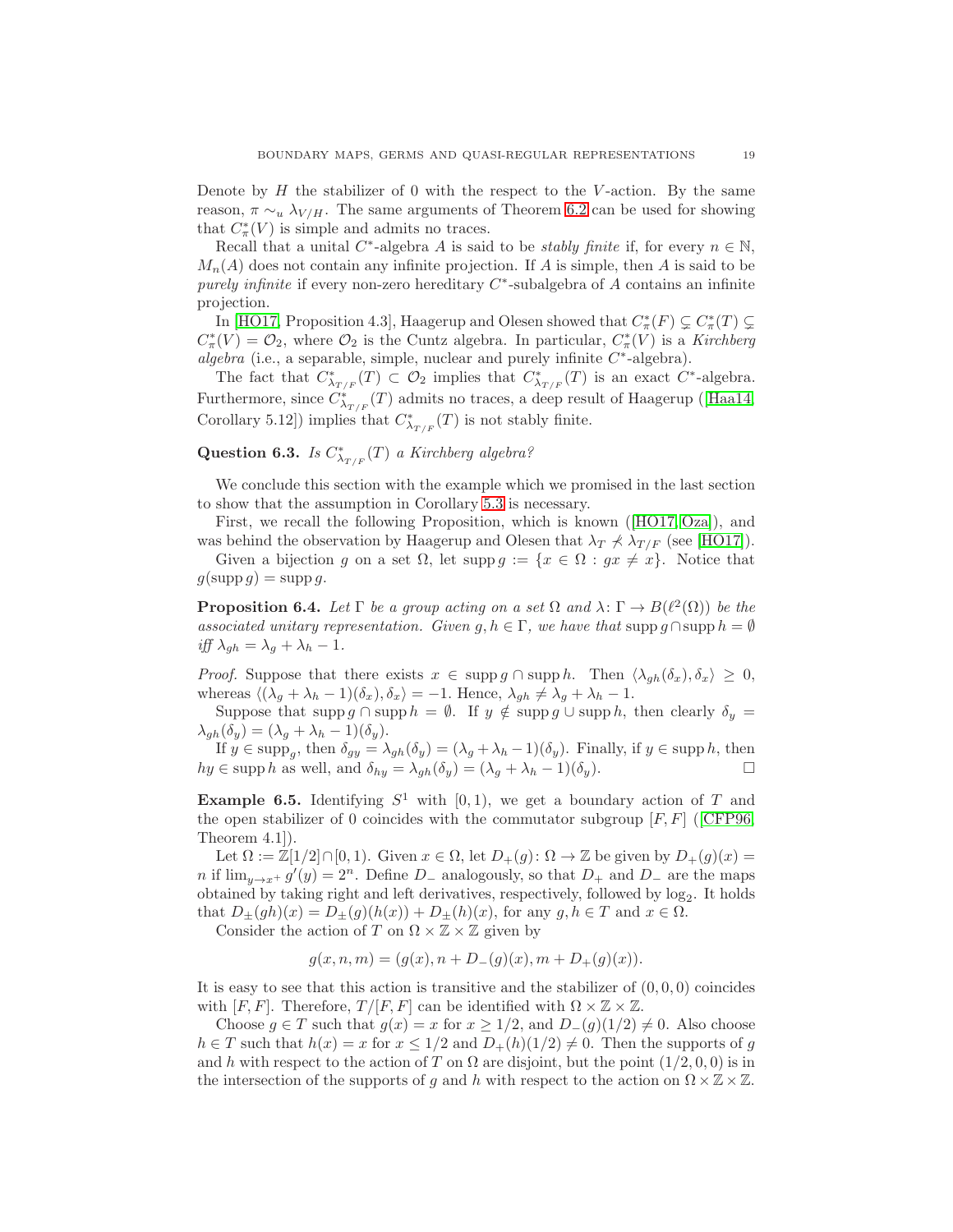Denote by $H$ the stabilizer of 0 with the respect to the $V$-action. By the same reason, $\pi \sim_u \lambda_{V/H}$. The same arguments of Theorem 6.2 can be used for showing that $C^*_\pi(V)$ is simple and admits no traces.

Recall that a unital $C^*$-algebra $A$ is said to be *stably finite* if, for every $n \in \mathbb{N}$, $M_n(A)$ does not contain any infinite projection. If $A$ is simple, then $A$ is said to be *purely infinite* if every non-zero hereditary $C^*$-subalgebra of $A$ contains an infinite projection.

In [HO17, Proposition 4.3], Haagerup and Olesen showed that $C^*_\pi(F) \subsetneq C^*_\pi(T) \subsetneq C^*_\pi(V) = \mathcal{O}_2$, where $\mathcal{O}_2$ is the Cuntz algebra. In particular, $C^*_\pi(V)$ is a *Kirchberg algebra* (i.e., a separable, simple, nuclear and purely infinite $C^*$-algebra).

The fact that $C^*_{\lambda_{T/F}}(T) \subset \mathcal{O}_2$ implies that $C^*_{\lambda_{T/F}}(T)$ is an exact $C^*$-algebra. Furthermore, since $C^*_{\lambda_{T/F}}(T)$ admits no traces, a deep result of Haagerup ([Haa14, Corollary 5.12]) implies that $C^*_{\lambda_{T/F}}(T)$ is not stably finite.

**Question 6.3.** *Is $C^*_{\lambda_{T/F}}(T)$ a Kirchberg algebra?*

We conclude this section with the example which we promised in the last section to show that the assumption in Corollary 5.3 is necessary.

First, we recall the following Proposition, which is known ([HO17, Oza]), and was behind the observation by Haagerup and Olesen that $\lambda_T \not\prec \lambda_{T/F}$ (see [HO17]).

Given a bijection $g$ on a set $\Omega$, let $\operatorname{supp} g := \{x \in \Omega : gx \neq x\}$. Notice that $g(\operatorname{supp} g) = \operatorname{supp} g$.

**Proposition 6.4.** *Let $\Gamma$ be a group acting on a set $\Omega$ and $\lambda\colon \Gamma \to B(\ell^2(\Omega))$ be the associated unitary representation. Given $g, h \in \Gamma$, we have that $\operatorname{supp} g \cap \operatorname{supp} h = \emptyset$ iff $\lambda_{gh} = \lambda_g + \lambda_h - 1$.*

*Proof.* Suppose that there exists $x \in \operatorname{supp} g \cap \operatorname{supp} h$. Then $\langle \lambda_{gh}(\delta_x), \delta_x\rangle \geq 0$, whereas $\langle (\lambda_g + \lambda_h - 1)(\delta_x), \delta_x\rangle = -1$. Hence, $\lambda_{gh} \neq \lambda_g + \lambda_h - 1$.

Suppose that $\operatorname{supp} g \cap \operatorname{supp} h = \emptyset$. If $y \notin \operatorname{supp} g \cup \operatorname{supp} h$, then clearly $\delta_y = \lambda_{gh}(\delta_y) = (\lambda_g + \lambda_h - 1)(\delta_y)$.

If $y \in \operatorname{supp}_g$, then $\delta_{gy} = \lambda_{gh}(\delta_y) = (\lambda_g + \lambda_h - 1)(\delta_y)$. Finally, if $y \in \operatorname{supp} h$, then $hy \in \operatorname{supp} h$ as well, and $\delta_{hy} = \lambda_{gh}(\delta_y) = (\lambda_g + \lambda_h - 1)(\delta_y)$. □

**Example 6.5.** Identifying $S^1$ with $[0,1)$, we get a boundary action of $T$ and the open stabilizer of 0 coincides with the commutator subgroup $[F,F]$ ([CFP96, Theorem 4.1]).

Let $\Omega := \mathbb{Z}[1/2] \cap [0,1)$. Given $x \in \Omega$, let $D_+(g)\colon \Omega \to \mathbb{Z}$ be given by $D_+(g)(x) = n$ if $\lim_{y\to x^+} g'(y) = 2^n$. Define $D_-$ analogously, so that $D_+$ and $D_-$ are the maps obtained by taking right and left derivatives, respectively, followed by $\log_2$. It holds that $D_\pm(gh)(x) = D_\pm(g)(h(x)) + D_\pm(h)(x)$, for any $g, h \in T$ and $x \in \Omega$.

Consider the action of $T$ on $\Omega \times \mathbb{Z} \times \mathbb{Z}$ given by

$$g(x, n, m) = (g(x), n + D_-(g)(x), m + D_+(g)(x)).$$

It is easy to see that this action is transitive and the stabilizer of $(0,0,0)$ coincides with $[F,F]$. Therefore, $T/[F,F]$ can be identified with $\Omega \times \mathbb{Z} \times \mathbb{Z}$.

Choose $g \in T$ such that $g(x) = x$ for $x \geq 1/2$, and $D_-(g)(1/2) \neq 0$. Also choose $h \in T$ such that $h(x) = x$ for $x \leq 1/2$ and $D_+(h)(1/2) \neq 0$. Then the supports of $g$ and $h$ with respect to the action of $T$ on $\Omega$ are disjoint, but the point $(1/2, 0, 0)$ is in the intersection of the supports of $g$ and $h$ with respect to the action on $\Omega \times \mathbb{Z} \times \mathbb{Z}$.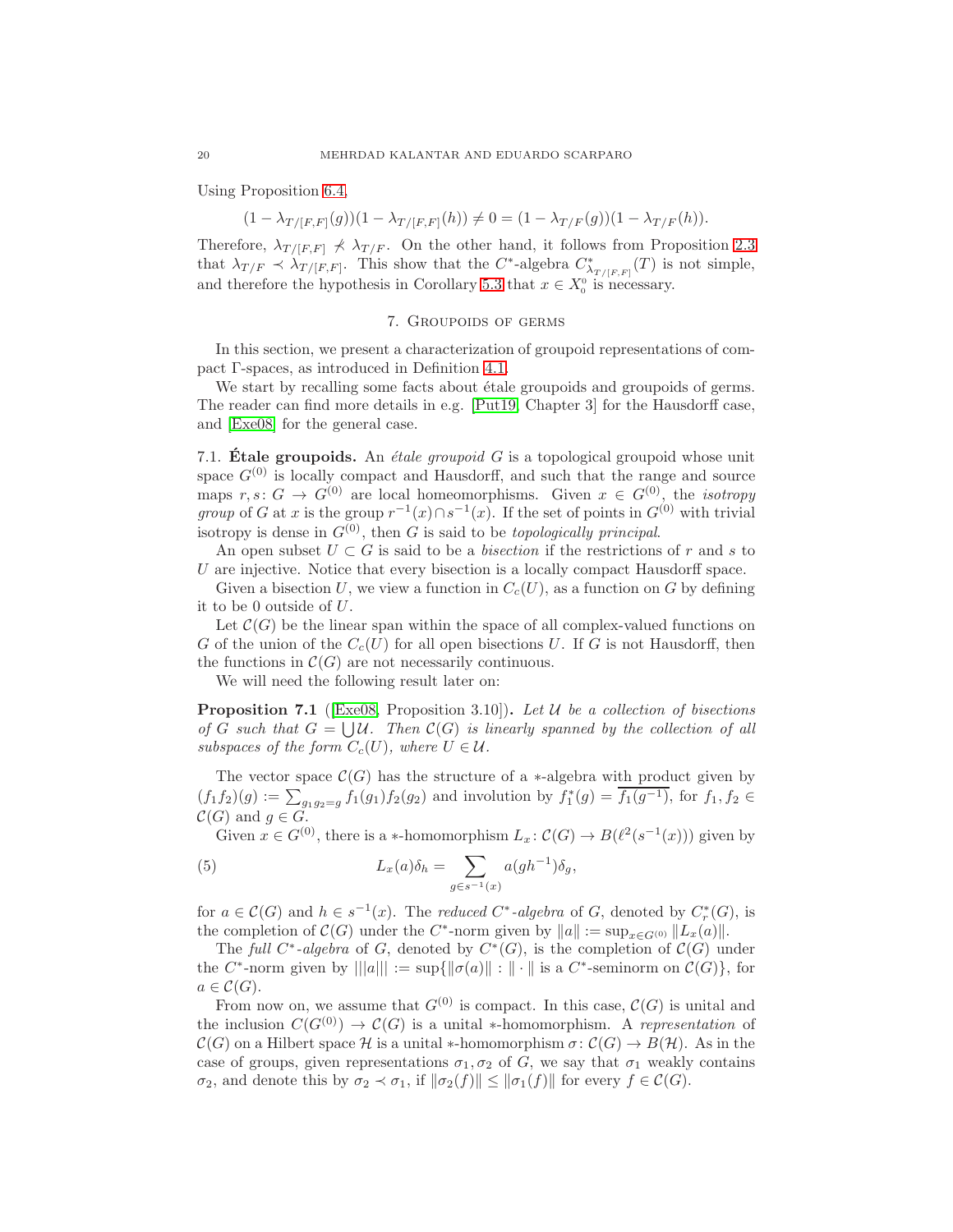Using Proposition 6.4,

$$(1-\lambda_{T/[F,F]}(g))(1-\lambda_{T/[F,F]}(h)) \neq 0 = (1-\lambda_{T/F}(g))(1-\lambda_{T/F}(h)).$$

Therefore, $\lambda_{T/[F,F]} \not\prec \lambda_{T/F}$. On the other hand, it follows from Proposition 2.3 that $\lambda_{T/F} \prec \lambda_{T/[F,F]}$. This show that the $C^*$-algebra $C^*_{\lambda_{T/[F,F]}}(T)$ is not simple, and therefore the hypothesis in Corollary 5.3 that $x \in X_0^0$ is necessary.

## 7. Groupoids of germs

In this section, we present a characterization of groupoid representations of compact $\Gamma$-spaces, as introduced in Definition 4.1.

We start by recalling some facts about étale groupoids and groupoids of germs. The reader can find more details in e.g. [Put19, Chapter 3] for the Hausdorff case, and [Exe08] for the general case.

**7.1. Étale groupoids.** An *étale groupoid* $G$ is a topological groupoid whose unit space $G^{(0)}$ is locally compact and Hausdorff, and such that the range and source maps $r, s\colon G \to G^{(0)}$ are local homeomorphisms. Given $x \in G^{(0)}$, the *isotropy group* of $G$ at $x$ is the group $r^{-1}(x) \cap s^{-1}(x)$. If the set of points in $G^{(0)}$ with trivial isotropy is dense in $G^{(0)}$, then $G$ is said to be *topologically principal*.

An open subset $U \subset G$ is said to be a *bisection* if the restrictions of $r$ and $s$ to $U$ are injective. Notice that every bisection is a locally compact Hausdorff space.

Given a bisection $U$, we view a function in $C_c(U)$, as a function on $G$ by defining it to be $0$ outside of $U$.

Let $\mathcal{C}(G)$ be the linear span within the space of all complex-valued functions on $G$ of the union of the $C_c(U)$ for all open bisections $U$. If $G$ is not Hausdorff, then the functions in $\mathcal{C}(G)$ are not necessarily continuous.

We will need the following result later on:

**Proposition 7.1** ([Exe08, Proposition 3.10])**.** *Let $\mathcal{U}$ be a collection of bisections of $G$ such that $G = \bigcup \mathcal{U}$. Then $\mathcal{C}(G)$ is linearly spanned by the collection of all subspaces of the form $C_c(U)$, where $U \in \mathcal{U}$.*

The vector space $\mathcal{C}(G)$ has the structure of a $*$-algebra with product given by $(f_1 f_2)(g) := \sum_{g_1 g_2 = g} f_1(g_1) f_2(g_2)$ and involution by $f_1^*(g) = \overline{f_1(g^{-1})}$, for $f_1, f_2 \in \mathcal{C}(G)$ and $g \in G$.

Given $x \in G^{(0)}$, there is a $*$-homomorphism $L_x\colon \mathcal{C}(G) \to B(\ell^2(s^{-1}(x)))$ given by

$$L_x(a)\delta_h = \sum_{g \in s^{-1}(x)} a(gh^{-1})\delta_g, \tag{5}$$

for $a \in \mathcal{C}(G)$ and $h \in s^{-1}(x)$. The *reduced $C^*$-algebra* of $G$, denoted by $C^*_r(G)$, is the completion of $\mathcal{C}(G)$ under the $C^*$-norm given by $\|a\| := \sup_{x \in G^{(0)}} \|L_x(a)\|$.

The *full $C^*$-algebra* of $G$, denoted by $C^*(G)$, is the completion of $\mathcal{C}(G)$ under the $C^*$-norm given by $|||a||| := \sup\{\|\sigma(a)\| : \|\cdot\| \text{ is a } C^*\text{-seminorm on } \mathcal{C}(G)\}$, for $a \in \mathcal{C}(G)$.

From now on, we assume that $G^{(0)}$ is compact. In this case, $\mathcal{C}(G)$ is unital and the inclusion $C(G^{(0)}) \to \mathcal{C}(G)$ is a unital $*$-homomorphism. A *representation* of $\mathcal{C}(G)$ on a Hilbert space $\mathcal{H}$ is a unital $*$-homomorphism $\sigma\colon \mathcal{C}(G) \to B(\mathcal{H})$. As in the case of groups, given representations $\sigma_1, \sigma_2$ of $G$, we say that $\sigma_1$ weakly contains $\sigma_2$, and denote this by $\sigma_2 \prec \sigma_1$, if $\|\sigma_2(f)\| \leq \|\sigma_1(f)\|$ for every $f \in \mathcal{C}(G)$.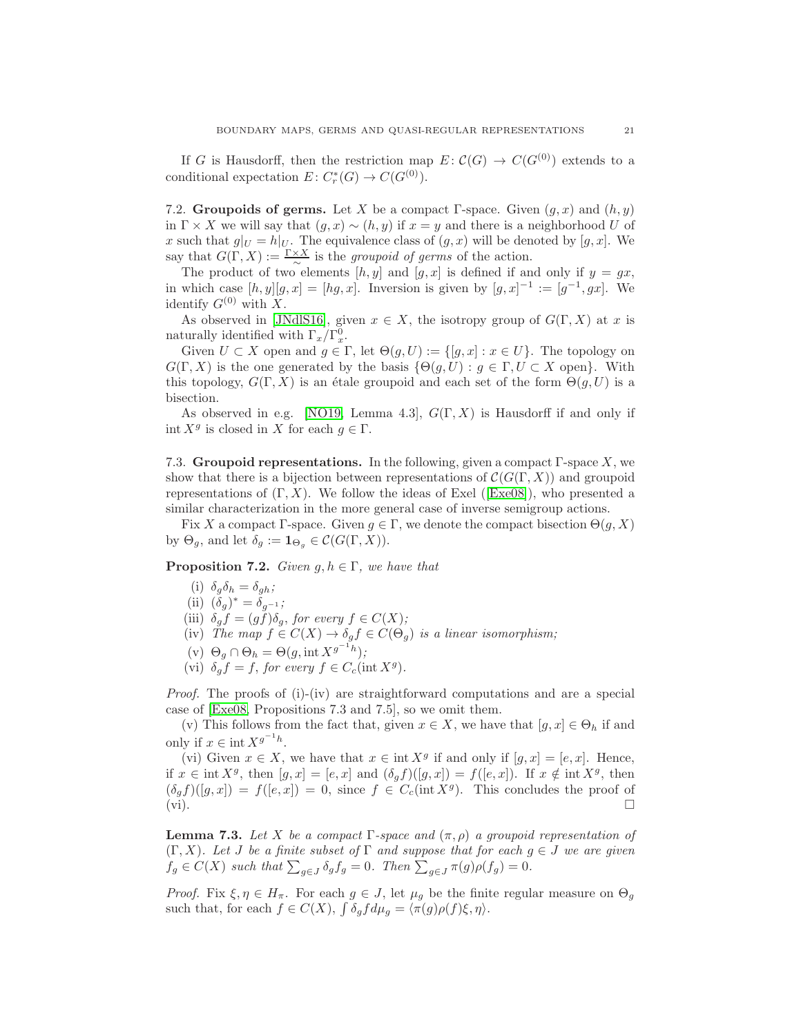If $G$ is Hausdorff, then the restriction map $E\colon \mathcal{C}(G) \to C(G^{(0)})$ extends to a conditional expectation $E\colon C^*_r(G) \to C(G^{(0)})$.

### 7.2. Groupoids of germs.

Let $X$ be a compact $\Gamma$-space. Given $(g,x)$ and $(h,y)$ in $\Gamma \times X$ we will say that $(g,x) \sim (h,y)$ if $x = y$ and there is a neighborhood $U$ of $x$ such that $g|_U = h|_U$. The equivalence class of $(g,x)$ will be denoted by $[g,x]$. We say that $G(\Gamma, X) := \frac{\Gamma \times X}{\sim}$ is the *groupoid of germs* of the action.

The product of two elements $[h,y]$ and $[g,x]$ is defined if and only if $y = gx$, in which case $[h,y][g,x] = [hg,x]$. Inversion is given by $[g,x]^{-1} := [g^{-1}, gx]$. We identify $G^{(0)}$ with $X$.

As observed in [JNdlS16], given $x \in X$, the isotropy group of $G(\Gamma, X)$ at $x$ is naturally identified with $\Gamma_x/\Gamma_x^0$.

Given $U \subset X$ open and $g \in \Gamma$, let $\Theta(g,U) := \{[g,x] : x \in U\}$. The topology on $G(\Gamma, X)$ is the one generated by the basis $\{\Theta(g,U) : g \in \Gamma, U \subset X \text{ open}\}$. With this topology, $G(\Gamma, X)$ is an étale groupoid and each set of the form $\Theta(g,U)$ is a bisection.

As observed in e.g. [NO19, Lemma 4.3], $G(\Gamma, X)$ is Hausdorff if and only if $\operatorname{int} X^g$ is closed in $X$ for each $g \in \Gamma$.

### 7.3. Groupoid representations.

In the following, given a compact $\Gamma$-space $X$, we show that there is a bijection between representations of $\mathcal{C}(G(\Gamma, X))$ and groupoid representations of $(\Gamma, X)$. We follow the ideas of Exel ([Exe08]), who presented a similar characterization in the more general case of inverse semigroup actions.

Fix $X$ a compact $\Gamma$-space. Given $g \in \Gamma$, we denote the compact bisection $\Theta(g,X)$ by $\Theta_g$, and let $\delta_g := \mathbf{1}_{\Theta_g} \in \mathcal{C}(G(\Gamma, X))$.

**Proposition 7.2.** *Given $g, h \in \Gamma$, we have that*

- (i) $\delta_g \delta_h = \delta_{gh}$;
- (ii) $(\delta_g)^* = \delta_{g^{-1}}$;
- (iii) $\delta_g f = (gf)\delta_g$, *for every* $f \in C(X)$;
- (iv) *The map* $f \in C(X) \to \delta_g f \in C(\Theta_g)$ *is a linear isomorphism;*
- (v) $\Theta_g \cap \Theta_h = \Theta(g, \operatorname{int} X^{g^{-1}h})$;
- (vi) $\delta_g f = f$, *for every* $f \in C_c(\operatorname{int} X^g)$.

*Proof.* The proofs of (i)-(iv) are straightforward computations and are a special case of [Exe08, Propositions 7.3 and 7.5], so we omit them.

(v) This follows from the fact that, given $x \in X$, we have that $[g,x] \in \Theta_h$ if and only if $x \in \operatorname{int} X^{g^{-1}h}$.

(vi) Given $x \in X$, we have that $x \in \operatorname{int} X^g$ if and only if $[g,x] = [e,x]$. Hence, if $x \in \operatorname{int} X^g$, then $[g,x] = [e,x]$ and $(\delta_g f)([g,x]) = f([e,x])$. If $x \notin \operatorname{int} X^g$, then $(\delta_g f)([g,x]) = f([e,x]) = 0$, since $f \in C_c(\operatorname{int} X^g)$. This concludes the proof of (vi). $\square$

**Lemma 7.3.** *Let $X$ be a compact $\Gamma$-space and $(\pi, \rho)$ a groupoid representation of $(\Gamma, X)$. Let $J$ be a finite subset of $\Gamma$ and suppose that for each $g \in J$ we are given $f_g \in C(X)$ such that $\sum_{g \in J} \delta_g f_g = 0$. Then $\sum_{g \in J} \pi(g)\rho(f_g) = 0$.*

*Proof.* Fix $\xi, \eta \in H_\pi$. For each $g \in J$, let $\mu_g$ be the finite regular measure on $\Theta_g$ such that, for each $f \in C(X)$, $\int \delta_g f d\mu_g = \langle \pi(g)\rho(f)\xi, \eta \rangle$.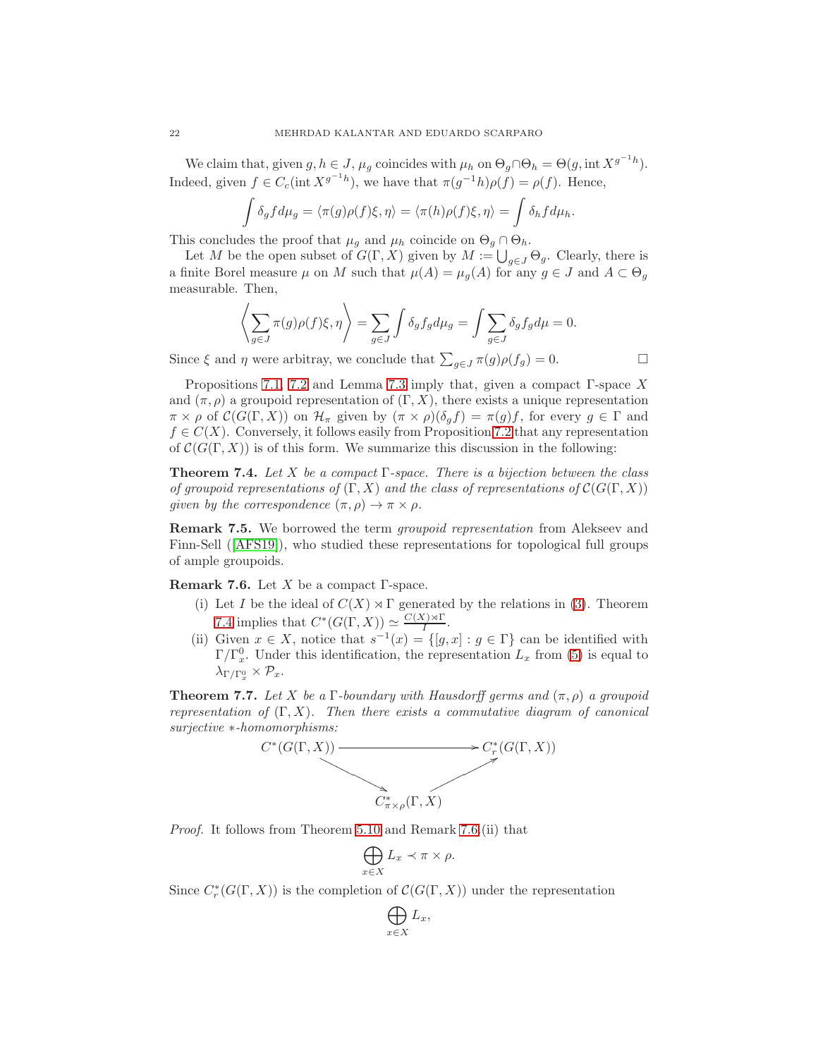We claim that, given $g, h \in J$, $\mu_g$ coincides with $\mu_h$ on $\Theta_g \cap \Theta_h = \Theta(g, \operatorname{int} X^{g^{-1}h})$. Indeed, given $f \in C_c(\operatorname{int} X^{g^{-1}h})$, we have that $\pi(g^{-1}h)\rho(f) = \rho(f)$. Hence,

$$\int \delta_g f d\mu_g = \langle \pi(g)\rho(f)\xi, \eta \rangle = \langle \pi(h)\rho(f)\xi, \eta \rangle = \int \delta_h f d\mu_h.$$

This concludes the proof that $\mu_g$ and $\mu_h$ coincide on $\Theta_g \cap \Theta_h$.

Let $M$ be the open subset of $G(\Gamma, X)$ given by $M := \bigcup_{g \in J} \Theta_g$. Clearly, there is a finite Borel measure $\mu$ on $M$ such that $\mu(A) = \mu_g(A)$ for any $g \in J$ and $A \subset \Theta_g$ measurable. Then,

$$\left\langle \sum_{g \in J} \pi(g)\rho(f)\xi, \eta \right\rangle = \sum_{g \in J} \int \delta_g f_g d\mu_g = \int \sum_{g \in J} \delta_g f_g d\mu = 0.$$

Since $\xi$ and $\eta$ were arbitray, we conclude that $\sum_{g \in J} \pi(g)\rho(f_g) = 0$. □

Propositions 7.1, 7.2 and Lemma 7.3 imply that, given a compact $\Gamma$-space $X$ and $(\pi, \rho)$ a groupoid representation of $(\Gamma, X)$, there exists a unique representation $\pi \times \rho$ of $\mathcal{C}(G(\Gamma, X))$ on $\mathcal{H}_\pi$ given by $(\pi \times \rho)(\delta_g f) = \pi(g)f$, for every $g \in \Gamma$ and $f \in C(X)$. Conversely, it follows easily from Proposition 7.2 that any representation of $\mathcal{C}(G(\Gamma, X))$ is of this form. We summarize this discussion in the following:

**Theorem 7.4.** *Let $X$ be a compact $\Gamma$-space. There is a bijection between the class of groupoid representations of $(\Gamma, X)$ and the class of representations of $\mathcal{C}(G(\Gamma, X))$ given by the correspondence $(\pi, \rho) \to \pi \times \rho$.*

**Remark 7.5.** We borrowed the term *groupoid representation* from Alekseev and Finn-Sell ([AFS19]), who studied these representations for topological full groups of ample groupoids.

**Remark 7.6.** Let $X$ be a compact $\Gamma$-space.

- (i) Let $I$ be the ideal of $C(X) \rtimes \Gamma$ generated by the relations in (3). Theorem 7.4 implies that $C^*(G(\Gamma, X)) \simeq \frac{C(X) \rtimes \Gamma}{I}$.
- (ii) Given $x \in X$, notice that $s^{-1}(x) = \{[g, x] : g \in \Gamma\}$ can be identified with $\Gamma/\Gamma_x^0$. Under this identification, the representation $L_x$ from (5) is equal to $\lambda_{\Gamma/\Gamma_x^0} \times \mathcal{P}_x$.

**Theorem 7.7.** *Let $X$ be a $\Gamma$-boundary with Hausdorff germs and $(\pi, \rho)$ a groupoid representation of $(\Gamma, X)$. Then there exists a commutative diagram of canonical surjective $*$-homomorphisms:*

$$\begin{array}{ccc} C^*(G(\Gamma, X)) & \longrightarrow & C_r^*(G(\Gamma, X)) \\ & \searrow \quad \nearrow & \\ & C^*_{\pi \times \rho}(\Gamma, X) & \end{array}$$

*Proof.* It follows from Theorem 5.10 and Remark 7.6.(ii) that

$$\bigoplus_{x \in X} L_x \prec \pi \times \rho.$$

Since $C_r^*(G(\Gamma, X))$ is the completion of $\mathcal{C}(G(\Gamma, X))$ under the representation

$$\bigoplus_{x \in X} L_x,$$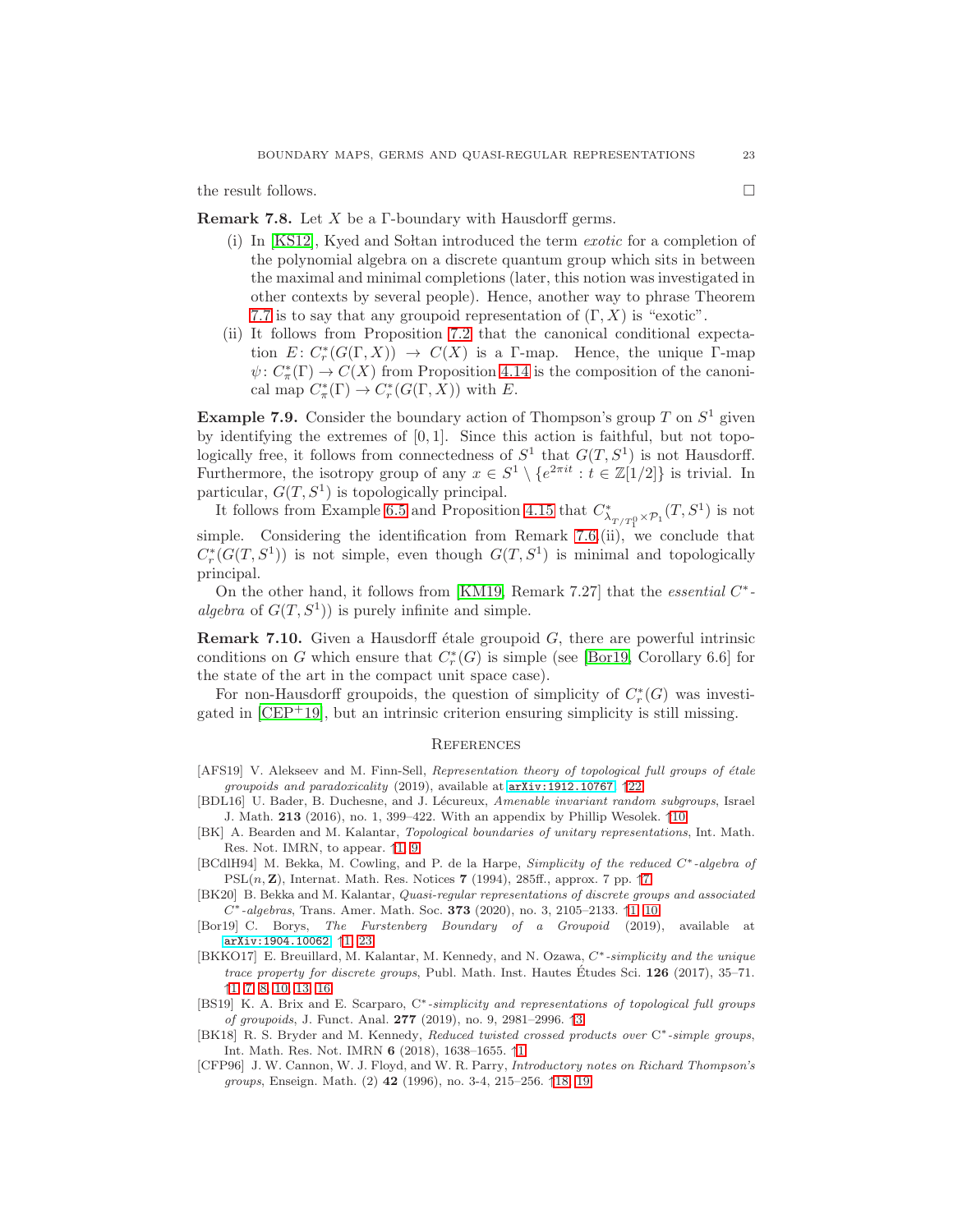the result follows. □

**Remark 7.8.** Let $X$ be a $\Gamma$-boundary with Hausdorff germs.

(i) In [KS12], Kyed and Sołtan introduced the term *exotic* for a completion of the polynomial algebra on a discrete quantum group which sits in between the maximal and minimal completions (later, this notion was investigated in other contexts by several people). Hence, another way to phrase Theorem 7.7 is to say that any groupoid representation of $(\Gamma, X)$ is "exotic".

(ii) It follows from Proposition 7.2 that the canonical conditional expectation $E\colon C^*_r(G(\Gamma, X)) \to C(X)$ is a $\Gamma$-map. Hence, the unique $\Gamma$-map $\psi\colon C^*_\pi(\Gamma) \to C(X)$ from Proposition 4.14 is the composition of the canonical map $C^*_\pi(\Gamma) \to C^*_r(G(\Gamma, X))$ with $E$.

**Example 7.9.** Consider the boundary action of Thompson's group $T$ on $S^1$ given by identifying the extremes of $[0, 1]$. Since this action is faithful, but not topologically free, it follows from connectedness of $S^1$ that $G(T, S^1)$ is not Hausdorff. Furthermore, the isotropy group of any $x \in S^1 \setminus \{e^{2\pi i t} : t \in \mathbb{Z}[1/2]\}$ is trivial. In particular, $G(T, S^1)$ is topologically principal.

It follows from Example 6.5 and Proposition 4.15 that $C^*_{\lambda_{T/T^0_1} \times \mathcal{P}_1}(T, S^1)$ is not simple. Considering the identification from Remark 7.6.(ii), we conclude that $C^*_r(G(T, S^1))$ is not simple, even though $G(T, S^1)$ is minimal and topologically principal.

On the other hand, it follows from [KM19, Remark 7.27] that the *essential $C^*$-algebra* of $G(T, S^1)$) is purely infinite and simple.

**Remark 7.10.** Given a Hausdorff étale groupoid $G$, there are powerful intrinsic conditions on $G$ which ensure that $C^*_r(G)$ is simple (see [Bor19, Corollary 6.6] for the state of the art in the compact unit space case).

For non-Hausdorff groupoids, the question of simplicity of $C^*_r(G)$ was investigated in [CEP+19], but an intrinsic criterion ensuring simplicity is still missing.

## References

- [AFS19] V. Alekseev and M. Finn-Sell, *Representation theory of topological full groups of étale groupoids and paradoxicality* (2019), available at arXiv:1912.10767. ↑22
- [BDL16] U. Bader, B. Duchesne, and J. Lécureux, *Amenable invariant random subgroups*, Israel J. Math. **213** (2016), no. 1, 399–422. With an appendix by Phillip Wesolek. ↑10
- [BK] A. Bearden and M. Kalantar, *Topological boundaries of unitary representations*, Int. Math. Res. Not. IMRN, to appear. ↑1, 9
- [BCdlH94] M. Bekka, M. Cowling, and P. de la Harpe, *Simplicity of the reduced $C^*$-algebra of* PSL$(n, \mathbf{Z})$, Internat. Math. Res. Notices **7** (1994), 285ff., approx. 7 pp. ↑7
- [BK20] B. Bekka and M. Kalantar, *Quasi-regular representations of discrete groups and associated $C^*$-algebras*, Trans. Amer. Math. Soc. **373** (2020), no. 3, 2105–2133. ↑1, 10
- [Bor19] C. Borys, *The Furstenberg Boundary of a Groupoid* (2019), available at arXiv:1904.10062. ↑1, 23
- [BKKO17] E. Breuillard, M. Kalantar, M. Kennedy, and N. Ozawa, *$C^*$-simplicity and the unique trace property for discrete groups*, Publ. Math. Inst. Hautes Études Sci. **126** (2017), 35–71. ↑1, 7, 8, 10, 13, 16
- [BS19] K. A. Brix and E. Scarparo, *C\*-simplicity and representations of topological full groups of groupoids*, J. Funct. Anal. **277** (2019), no. 9, 2981–2996. ↑3
- [BK18] R. S. Bryder and M. Kennedy, *Reduced twisted crossed products over C\*-simple groups*, Int. Math. Res. Not. IMRN **6** (2018), 1638–1655. ↑1
- [CFP96] J. W. Cannon, W. J. Floyd, and W. R. Parry, *Introductory notes on Richard Thompson's groups*, Enseign. Math. (2) **42** (1996), no. 3-4, 215–256. ↑18, 19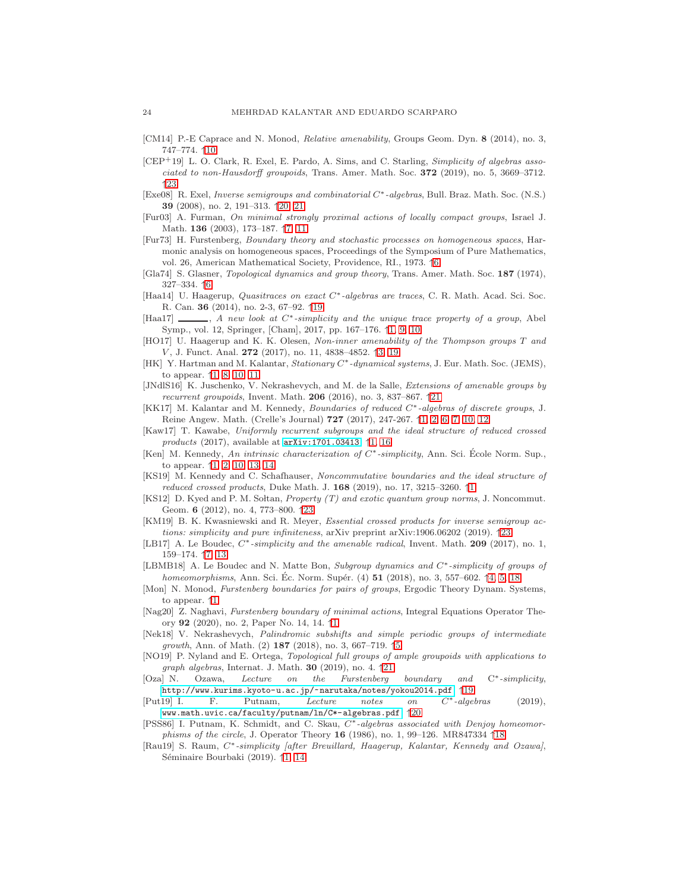[CM14] P.-E Caprace and N. Monod, *Relative amenability*, Groups Geom. Dyn. **8** (2014), no. 3, 747–774. ↑10

[CEP+19] L. O. Clark, R. Exel, E. Pardo, A. Sims, and C. Starling, *Simplicity of algebras associated to non-Hausdorff groupoids*, Trans. Amer. Math. Soc. **372** (2019), no. 5, 3669–3712. ↑23

[Exe08] R. Exel, *Inverse semigroups and combinatorial $C^*$-algebras*, Bull. Braz. Math. Soc. (N.S.) **39** (2008), no. 2, 191–313. ↑20, 21

[Fur03] A. Furman, *On minimal strongly proximal actions of locally compact groups*, Israel J. Math. **136** (2003), 173–187. ↑7, 11

[Fur73] H. Furstenberg, *Boundary theory and stochastic processes on homogeneous spaces*, Harmonic analysis on homogeneous spaces, Proceedings of the Symposium of Pure Mathematics, vol. 26, American Mathematical Society, Providence, RI., 1973. ↑6

[Gla74] S. Glasner, *Topological dynamics and group theory*, Trans. Amer. Math. Soc. **187** (1974), 327–334. ↑6

[Haa14] U. Haagerup, *Quasitraces on exact $C^*$-algebras are traces*, C. R. Math. Acad. Sci. Soc. R. Can. **36** (2014), no. 2-3, 67–92. ↑19

[Haa17] ______, *A new look at $C^*$-simplicity and the unique trace property of a group*, Abel Symp., vol. 12, Springer, [Cham], 2017, pp. 167–176. ↑1, 9, 10

[HO17] U. Haagerup and K. K. Olesen, *Non-inner amenability of the Thompson groups T and V*, J. Funct. Anal. **272** (2017), no. 11, 4838–4852. ↑3, 19

[HK] Y. Hartman and M. Kalantar, *Stationary $C^*$-dynamical systems*, J. Eur. Math. Soc. (JEMS), to appear. ↑1, 8, 10, 11

[JNdlS16] K. Juschenko, V. Nekrashevych, and M. de la Salle, *Extensions of amenable groups by recurrent groupoids*, Invent. Math. **206** (2016), no. 3, 837–867. ↑21

[KK17] M. Kalantar and M. Kennedy, *Boundaries of reduced $C^*$-algebras of discrete groups*, J. Reine Angew. Math. (Crelle's Journal) **727** (2017), 247-267. ↑1, 2, 6, 7, 10, 12

[Kaw17] T. Kawabe, *Uniformly recurrent subgroups and the ideal structure of reduced crossed products* (2017), available at arXiv:1701.03413. ↑1, 16

[Ken] M. Kennedy, *An intrinsic characterization of $C^*$-simplicity*, Ann. Sci. École Norm. Sup., to appear. ↑1, 2, 10, 13, 14

[KS19] M. Kennedy and C. Schafhauser, *Noncommutative boundaries and the ideal structure of reduced crossed products*, Duke Math. J. **168** (2019), no. 17, 3215–3260. ↑1

[KS12] D. Kyed and P. M. Sołtan, *Property (T) and exotic quantum group norms*, J. Noncommut. Geom. **6** (2012), no. 4, 773–800. ↑23

[KM19] B. K. Kwasniewski and R. Meyer, *Essential crossed products for inverse semigroup actions: simplicity and pure infiniteness*, arXiv preprint arXiv:1906.06202 (2019). ↑23

[LB17] A. Le Boudec, *$C^*$-simplicity and the amenable radical*, Invent. Math. **209** (2017), no. 1, 159–174. ↑7, 13

[LBMB18] A. Le Boudec and N. Matte Bon, *Subgroup dynamics and $C^*$-simplicity of groups of homeomorphisms*, Ann. Sci. Éc. Norm. Supér. (4) **51** (2018), no. 3, 557–602. ↑4, 5, 18

[Mon] N. Monod, *Furstenberg boundaries for pairs of groups*, Ergodic Theory Dynam. Systems, to appear. ↑1

[Nag20] Z. Naghavi, *Furstenberg boundary of minimal actions*, Integral Equations Operator Theory **92** (2020), no. 2, Paper No. 14, 14. ↑1

[Nek18] V. Nekrashevych, *Palindromic subshifts and simple periodic groups of intermediate growth*, Ann. of Math. (2) **187** (2018), no. 3, 667–719. ↑5

[NO19] P. Nyland and E. Ortega, *Topological full groups of ample groupoids with applications to graph algebras*, Internat. J. Math. **30** (2019), no. 4. ↑21

[Oza] N. Ozawa, *Lecture on the Furstenberg boundary and $C^*$-simplicity*, http://www.kurims.kyoto-u.ac.jp/~narutaka/notes/yokou2014.pdf. ↑19

[Put19] I. F. Putnam, *Lecture notes on $C^*$-algebras* (2019), www.math.uvic.ca/faculty/putnam/ln/C*-algebras.pdf. ↑20

[PSS86] I. Putnam, K. Schmidt, and C. Skau, *$C^*$-algebras associated with Denjoy homeomorphisms of the circle*, J. Operator Theory **16** (1986), no. 1, 99–126. MR847334 ↑18

[Rau19] S. Raum, *$C^*$-simplicity [after Breuillard, Haagerup, Kalantar, Kennedy and Ozawa]*, Séminaire Bourbaki (2019). ↑1, 14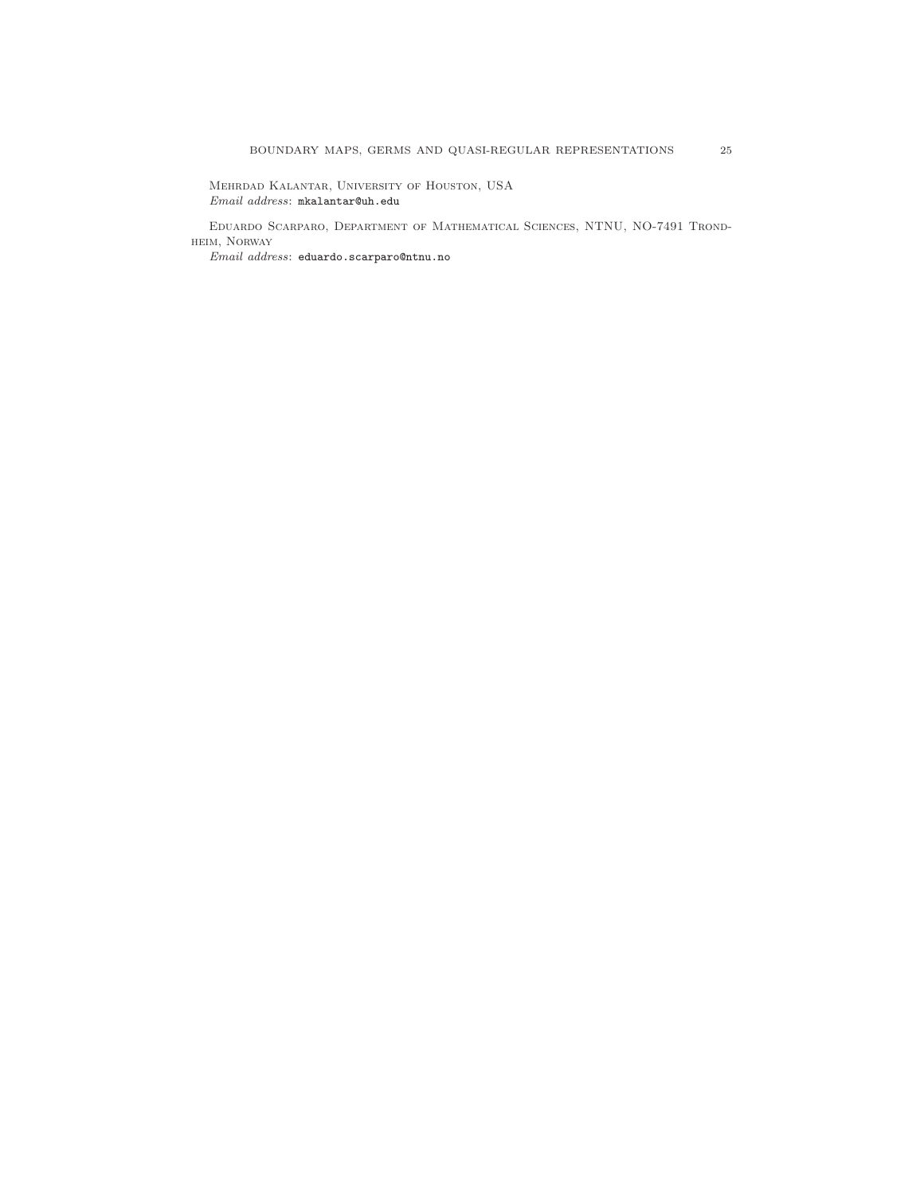Mehrdad Kalantar, University of Houston, USA
*Email address*: `mkalantar@uh.edu`

Eduardo Scarparo, Department of Mathematical Sciences, NTNU, NO-7491 Trondheim, Norway
*Email address*: `eduardo.scarparo@ntnu.no`